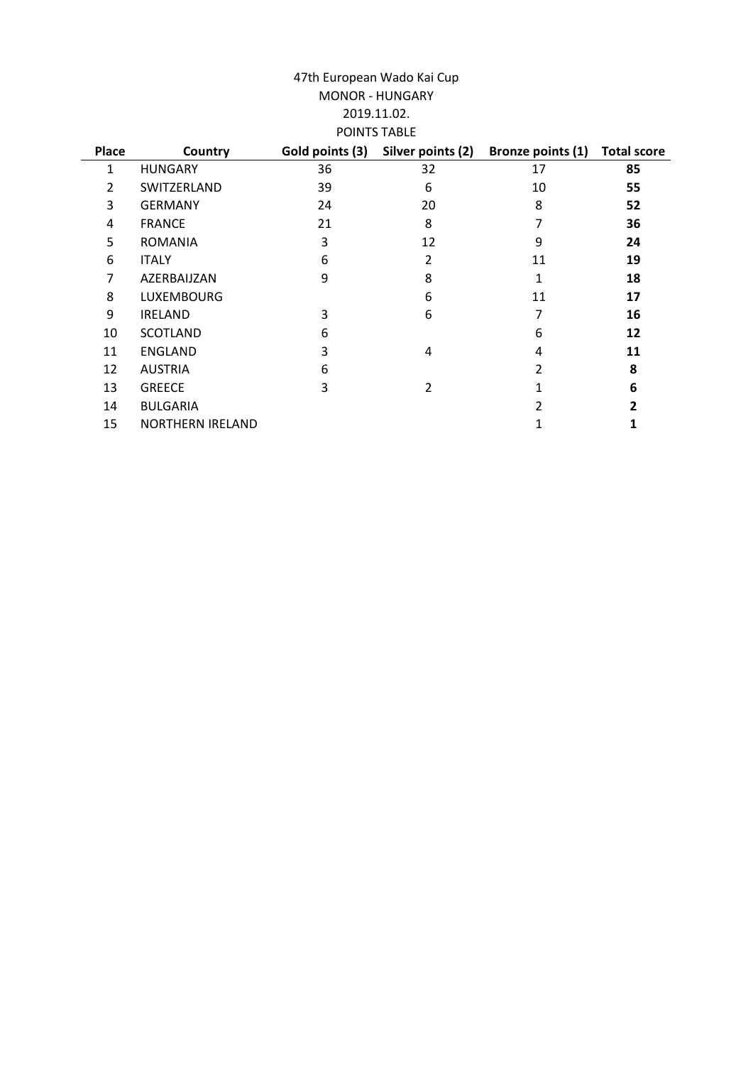47th European Wado Kai Cup

MONOR - HUNGARY

2019.11.02.

POINTS TABLE

| Place | Country | Gold points (3) | Silver points (2) | Bronze points (1) | Total score |
|---|---|---|---|---|---|
| 1 | HUNGARY | 36 | 32 | 17 | **85** |
| 2 | SWITZERLAND | 39 | 6 | 10 | **55** |
| 3 | GERMANY | 24 | 20 | 8 | **52** |
| 4 | FRANCE | 21 | 8 | 7 | **36** |
| 5 | ROMANIA | 3 | 12 | 9 | **24** |
| 6 | ITALY | 6 | 2 | 11 | **19** |
| 7 | AZERBAIJZAN | 9 | 8 | 1 | **18** |
| 8 | LUXEMBOURG | | 6 | 11 | **17** |
| 9 | IRELAND | 3 | 6 | 7 | **16** |
| 10 | SCOTLAND | 6 | | 6 | **12** |
| 11 | ENGLAND | 3 | 4 | 4 | **11** |
| 12 | AUSTRIA | 6 | | 2 | **8** |
| 13 | GREECE | 3 | 2 | 1 | **6** |
| 14 | BULGARIA | | | 2 | **2** |
| 15 | NORTHERN IRELAND | | | 1 | **1** |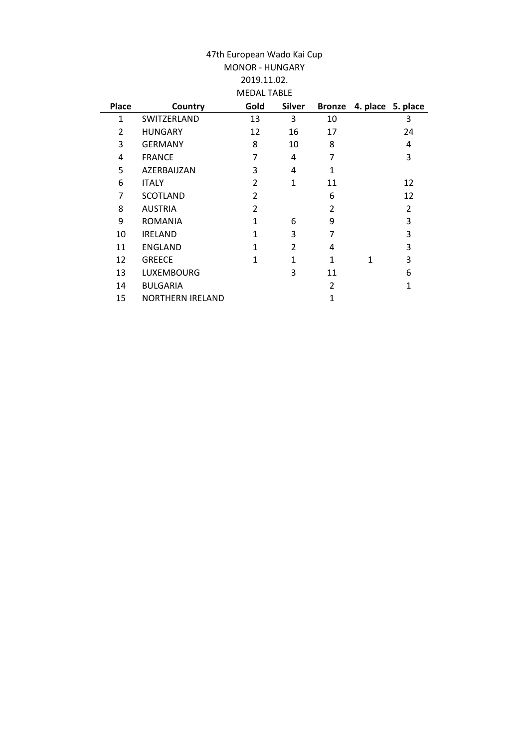47th European Wado Kai Cup

MONOR - HUNGARY

2019.11.02.

MEDAL TABLE

| Place | Country | Gold | Silver | Bronze | 4. place | 5. place |
|---|---|---|---|---|---|---|
| 1 | SWITZERLAND | 13 | 3 | 10 | | 3 |
| 2 | HUNGARY | 12 | 16 | 17 | | 24 |
| 3 | GERMANY | 8 | 10 | 8 | | 4 |
| 4 | FRANCE | 7 | 4 | 7 | | 3 |
| 5 | AZERBAIJZAN | 3 | 4 | 1 | | |
| 6 | ITALY | 2 | 1 | 11 | | 12 |
| 7 | SCOTLAND | 2 | | 6 | | 12 |
| 8 | AUSTRIA | 2 | | 2 | | 2 |
| 9 | ROMANIA | 1 | 6 | 9 | | 3 |
| 10 | IRELAND | 1 | 3 | 7 | | 3 |
| 11 | ENGLAND | 1 | 2 | 4 | | 3 |
| 12 | GREECE | 1 | 1 | 1 | 1 | 3 |
| 13 | LUXEMBOURG | | 3 | 11 | | 6 |
| 14 | BULGARIA | | | 2 | | 1 |
| 15 | NORTHERN IRELAND | | | 1 | | |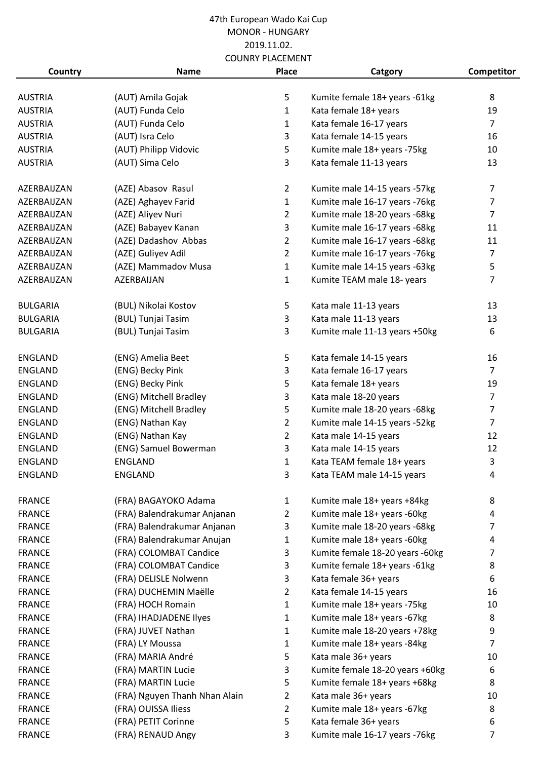47th European Wado Kai Cup
MONOR - HUNGARY
2019.11.02.
COUNRY PLACEMENT

| Country | Name | Place | Catgory | Competitor |
|---|---|---|---|---|
| AUSTRIA | (AUT) Amila Gojak | 5 | Kumite female 18+ years -61kg | 8 |
| AUSTRIA | (AUT) Funda Celo | 1 | Kata female 18+ years | 19 |
| AUSTRIA | (AUT) Funda Celo | 1 | Kata female 16-17 years | 7 |
| AUSTRIA | (AUT) Isra Celo | 3 | Kata female 14-15 years | 16 |
| AUSTRIA | (AUT) Philipp Vidovic | 5 | Kumite male 18+ years -75kg | 10 |
| AUSTRIA | (AUT) Sima Celo | 3 | Kata female 11-13 years | 13 |
| | | | | |
| AZERBAIJZAN | (AZE) Abasov Rasul | 2 | Kumite male 14-15 years -57kg | 7 |
| AZERBAIJZAN | (AZE) Aghayev Farid | 1 | Kumite male 16-17 years -76kg | 7 |
| AZERBAIJZAN | (AZE) Aliyev Nuri | 2 | Kumite male 18-20 years -68kg | 7 |
| AZERBAIJZAN | (AZE) Babayev Kanan | 3 | Kumite male 16-17 years -68kg | 11 |
| AZERBAIJZAN | (AZE) Dadashov Abbas | 2 | Kumite male 16-17 years -68kg | 11 |
| AZERBAIJZAN | (AZE) Guliyev Adil | 2 | Kumite male 16-17 years -76kg | 7 |
| AZERBAIJZAN | (AZE) Mammadov Musa | 1 | Kumite male 14-15 years -63kg | 5 |
| AZERBAIJZAN | AZERBAIJAN | 1 | Kumite TEAM male 18- years | 7 |
| | | | | |
| BULGARIA | (BUL) Nikolai Kostov | 5 | Kata male 11-13 years | 13 |
| BULGARIA | (BUL) Tunjai Tasim | 3 | Kata male 11-13 years | 13 |
| BULGARIA | (BUL) Tunjai Tasim | 3 | Kumite male 11-13 years +50kg | 6 |
| | | | | |
| ENGLAND | (ENG) Amelia Beet | 5 | Kata female 14-15 years | 16 |
| ENGLAND | (ENG) Becky Pink | 3 | Kata female 16-17 years | 7 |
| ENGLAND | (ENG) Becky Pink | 5 | Kata female 18+ years | 19 |
| ENGLAND | (ENG) Mitchell Bradley | 3 | Kata male 18-20 years | 7 |
| ENGLAND | (ENG) Mitchell Bradley | 5 | Kumite male 18-20 years -68kg | 7 |
| ENGLAND | (ENG) Nathan Kay | 2 | Kumite male 14-15 years -52kg | 7 |
| ENGLAND | (ENG) Nathan Kay | 2 | Kata male 14-15 years | 12 |
| ENGLAND | (ENG) Samuel Bowerman | 3 | Kata male 14-15 years | 12 |
| ENGLAND | ENGLAND | 1 | Kata TEAM female 18+ years | 3 |
| ENGLAND | ENGLAND | 3 | Kata TEAM male 14-15 years | 4 |
| | | | | |
| FRANCE | (FRA) BAGAYOKO Adama | 1 | Kumite male 18+ years +84kg | 8 |
| FRANCE | (FRA) Balendrakumar Anjanan | 2 | Kumite male 18+ years -60kg | 4 |
| FRANCE | (FRA) Balendrakumar Anjanan | 3 | Kumite male 18-20 years -68kg | 7 |
| FRANCE | (FRA) Balendrakumar Anujan | 1 | Kumite male 18+ years -60kg | 4 |
| FRANCE | (FRA) COLOMBAT Candice | 3 | Kumite female 18-20 years -60kg | 7 |
| FRANCE | (FRA) COLOMBAT Candice | 3 | Kumite female 18+ years -61kg | 8 |
| FRANCE | (FRA) DELISLE Nolwenn | 3 | Kata female 36+ years | 6 |
| FRANCE | (FRA) DUCHEMIN Maëlle | 2 | Kata female 14-15 years | 16 |
| FRANCE | (FRA) HOCH Romain | 1 | Kumite male 18+ years -75kg | 10 |
| FRANCE | (FRA) IHADJADENE Ilyes | 1 | Kumite male 18+ years -67kg | 8 |
| FRANCE | (FRA) JUVET Nathan | 1 | Kumite male 18-20 years +78kg | 9 |
| FRANCE | (FRA) LY Moussa | 1 | Kumite male 18+ years -84kg | 7 |
| FRANCE | (FRA) MARIA André | 5 | Kata male 36+ years | 10 |
| FRANCE | (FRA) MARTIN Lucie | 3 | Kumite female 18-20 years +60kg | 6 |
| FRANCE | (FRA) MARTIN Lucie | 5 | Kumite female 18+ years +68kg | 8 |
| FRANCE | (FRA) Nguyen Thanh Nhan Alain | 2 | Kata male 36+ years | 10 |
| FRANCE | (FRA) OUISSA Iliess | 2 | Kumite male 18+ years -67kg | 8 |
| FRANCE | (FRA) PETIT Corinne | 5 | Kata female 36+ years | 6 |
| FRANCE | (FRA) RENAUD Angy | 3 | Kumite male 16-17 years -76kg | 7 |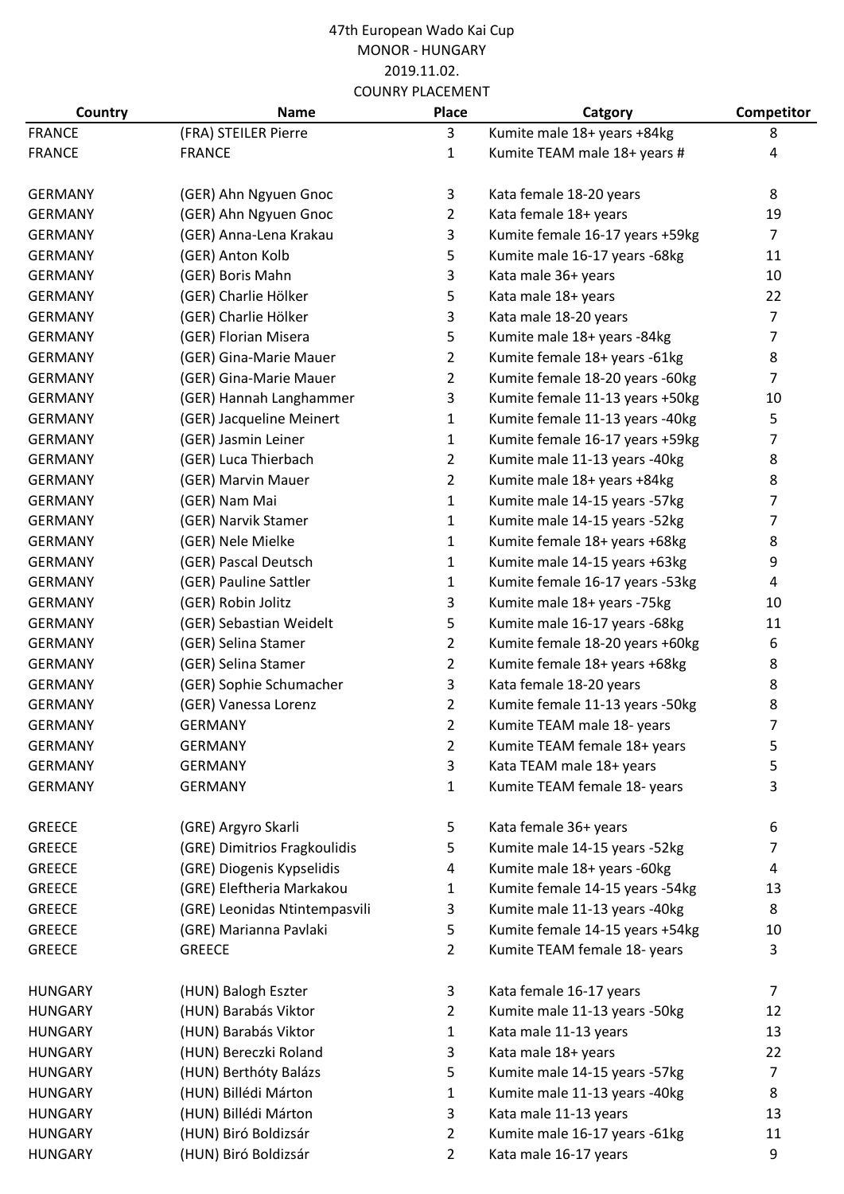47th European Wado Kai Cup
MONOR - HUNGARY
2019.11.02.
COUNRY PLACEMENT

| Country | Name | Place | Catgory | Competitor |
|---|---|---|---|---|
| FRANCE | (FRA) STEILER Pierre | 3 | Kumite male 18+ years +84kg | 8 |
| FRANCE | FRANCE | 1 | Kumite TEAM male 18+ years # | 4 |
| | | | | |
| GERMANY | (GER) Ahn Ngyuen Gnoc | 3 | Kata female 18-20 years | 8 |
| GERMANY | (GER) Ahn Ngyuen Gnoc | 2 | Kata female 18+ years | 19 |
| GERMANY | (GER) Anna-Lena Krakau | 3 | Kumite female 16-17 years +59kg | 7 |
| GERMANY | (GER) Anton Kolb | 5 | Kumite male 16-17 years -68kg | 11 |
| GERMANY | (GER) Boris Mahn | 3 | Kata male 36+ years | 10 |
| GERMANY | (GER) Charlie Hölker | 5 | Kata male 18+ years | 22 |
| GERMANY | (GER) Charlie Hölker | 3 | Kata male 18-20 years | 7 |
| GERMANY | (GER) Florian Misera | 5 | Kumite male 18+ years -84kg | 7 |
| GERMANY | (GER) Gina-Marie Mauer | 2 | Kumite female 18+ years -61kg | 8 |
| GERMANY | (GER) Gina-Marie Mauer | 2 | Kumite female 18-20 years -60kg | 7 |
| GERMANY | (GER) Hannah Langhammer | 3 | Kumite female 11-13 years +50kg | 10 |
| GERMANY | (GER) Jacqueline Meinert | 1 | Kumite female 11-13 years -40kg | 5 |
| GERMANY | (GER) Jasmin Leiner | 1 | Kumite female 16-17 years +59kg | 7 |
| GERMANY | (GER) Luca Thierbach | 2 | Kumite male 11-13 years -40kg | 8 |
| GERMANY | (GER) Marvin Mauer | 2 | Kumite male 18+ years +84kg | 8 |
| GERMANY | (GER) Nam Mai | 1 | Kumite male 14-15 years -57kg | 7 |
| GERMANY | (GER) Narvik Stamer | 1 | Kumite male 14-15 years -52kg | 7 |
| GERMANY | (GER) Nele Mielke | 1 | Kumite female 18+ years +68kg | 8 |
| GERMANY | (GER) Pascal Deutsch | 1 | Kumite male 14-15 years +63kg | 9 |
| GERMANY | (GER) Pauline Sattler | 1 | Kumite female 16-17 years -53kg | 4 |
| GERMANY | (GER) Robin Jolitz | 3 | Kumite male 18+ years -75kg | 10 |
| GERMANY | (GER) Sebastian Weidelt | 5 | Kumite male 16-17 years -68kg | 11 |
| GERMANY | (GER) Selina Stamer | 2 | Kumite female 18-20 years +60kg | 6 |
| GERMANY | (GER) Selina Stamer | 2 | Kumite female 18+ years +68kg | 8 |
| GERMANY | (GER) Sophie Schumacher | 3 | Kata female 18-20 years | 8 |
| GERMANY | (GER) Vanessa Lorenz | 2 | Kumite female 11-13 years -50kg | 8 |
| GERMANY | GERMANY | 2 | Kumite TEAM male 18- years | 7 |
| GERMANY | GERMANY | 2 | Kumite TEAM female 18+ years | 5 |
| GERMANY | GERMANY | 3 | Kata TEAM male 18+ years | 5 |
| GERMANY | GERMANY | 1 | Kumite TEAM female 18- years | 3 |
| | | | | |
| GREECE | (GRE) Argyro Skarli | 5 | Kata female 36+ years | 6 |
| GREECE | (GRE) Dimitrios Fragkoulidis | 5 | Kumite male 14-15 years -52kg | 7 |
| GREECE | (GRE) Diogenis Kypselidis | 4 | Kumite male 18+ years -60kg | 4 |
| GREECE | (GRE) Eleftheria Markakou | 1 | Kumite female 14-15 years -54kg | 13 |
| GREECE | (GRE) Leonidas Ntintempasvili | 3 | Kumite male 11-13 years -40kg | 8 |
| GREECE | (GRE) Marianna Pavlaki | 5 | Kumite female 14-15 years +54kg | 10 |
| GREECE | GREECE | 2 | Kumite TEAM female 18- years | 3 |
| | | | | |
| HUNGARY | (HUN) Balogh Eszter | 3 | Kata female 16-17 years | 7 |
| HUNGARY | (HUN) Barabás Viktor | 2 | Kumite male 11-13 years -50kg | 12 |
| HUNGARY | (HUN) Barabás Viktor | 1 | Kata male 11-13 years | 13 |
| HUNGARY | (HUN) Bereczki Roland | 3 | Kata male 18+ years | 22 |
| HUNGARY | (HUN) Berthóty Balázs | 5 | Kumite male 14-15 years -57kg | 7 |
| HUNGARY | (HUN) Billédi Márton | 1 | Kumite male 11-13 years -40kg | 8 |
| HUNGARY | (HUN) Billédi Márton | 3 | Kata male 11-13 years | 13 |
| HUNGARY | (HUN) Biró Boldizsár | 2 | Kumite male 16-17 years -61kg | 11 |
| HUNGARY | (HUN) Biró Boldizsár | 2 | Kata male 16-17 years | 9 |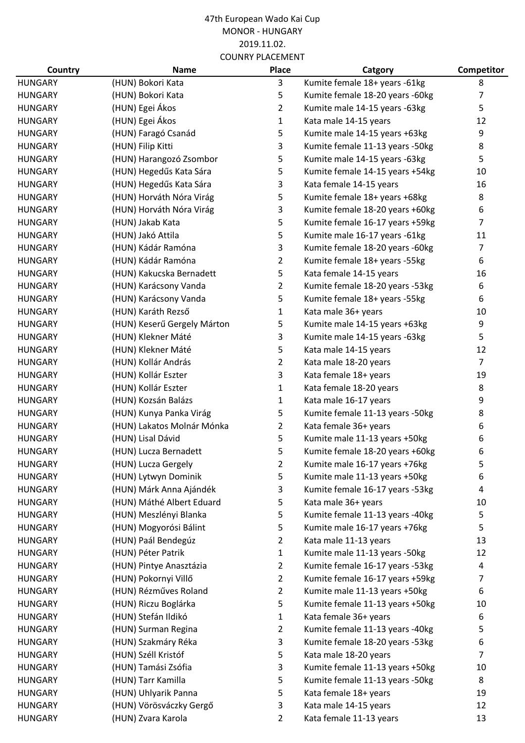47th European Wado Kai Cup

MONOR - HUNGARY

2019.11.02.

COUNRY PLACEMENT

| Country | Name | Place | Catgory | Competitor |
|---|---|---|---|---|
| HUNGARY | (HUN) Bokori Kata | 3 | Kumite female 18+ years -61kg | 8 |
| HUNGARY | (HUN) Bokori Kata | 5 | Kumite female 18-20 years -60kg | 7 |
| HUNGARY | (HUN) Egei Ákos | 2 | Kumite male 14-15 years -63kg | 5 |
| HUNGARY | (HUN) Egei Ákos | 1 | Kata male 14-15 years | 12 |
| HUNGARY | (HUN) Faragó Csanád | 5 | Kumite male 14-15 years +63kg | 9 |
| HUNGARY | (HUN) Filip Kitti | 3 | Kumite female 11-13 years -50kg | 8 |
| HUNGARY | (HUN) Harangozó Zsombor | 5 | Kumite male 14-15 years -63kg | 5 |
| HUNGARY | (HUN) Hegedűs Kata Sára | 5 | Kumite female 14-15 years +54kg | 10 |
| HUNGARY | (HUN) Hegedűs Kata Sára | 3 | Kata female 14-15 years | 16 |
| HUNGARY | (HUN) Horváth Nóra Virág | 5 | Kumite female 18+ years +68kg | 8 |
| HUNGARY | (HUN) Horváth Nóra Virág | 3 | Kumite female 18-20 years +60kg | 6 |
| HUNGARY | (HUN) Jakab Kata | 5 | Kumite female 16-17 years +59kg | 7 |
| HUNGARY | (HUN) Jakó Attila | 5 | Kumite male 16-17 years -61kg | 11 |
| HUNGARY | (HUN) Kádár Ramóna | 3 | Kumite female 18-20 years -60kg | 7 |
| HUNGARY | (HUN) Kádár Ramóna | 2 | Kumite female 18+ years -55kg | 6 |
| HUNGARY | (HUN) Kakucska Bernadett | 5 | Kata female 14-15 years | 16 |
| HUNGARY | (HUN) Karácsony Vanda | 2 | Kumite female 18-20 years -53kg | 6 |
| HUNGARY | (HUN) Karácsony Vanda | 5 | Kumite female 18+ years -55kg | 6 |
| HUNGARY | (HUN) Karáth Rezső | 1 | Kata male 36+ years | 10 |
| HUNGARY | (HUN) Keserű Gergely Márton | 5 | Kumite male 14-15 years +63kg | 9 |
| HUNGARY | (HUN) Klekner Máté | 3 | Kumite male 14-15 years -63kg | 5 |
| HUNGARY | (HUN) Klekner Máté | 5 | Kata male 14-15 years | 12 |
| HUNGARY | (HUN) Kollár András | 2 | Kata male 18-20 years | 7 |
| HUNGARY | (HUN) Kollár Eszter | 3 | Kata female 18+ years | 19 |
| HUNGARY | (HUN) Kollár Eszter | 1 | Kata female 18-20 years | 8 |
| HUNGARY | (HUN) Kozsán Balázs | 1 | Kata male 16-17 years | 9 |
| HUNGARY | (HUN) Kunya Panka Virág | 5 | Kumite female 11-13 years -50kg | 8 |
| HUNGARY | (HUN) Lakatos Molnár Mónka | 2 | Kata female 36+ years | 6 |
| HUNGARY | (HUN) Lisal Dávid | 5 | Kumite male 11-13 years +50kg | 6 |
| HUNGARY | (HUN) Lucza Bernadett | 5 | Kumite female 18-20 years +60kg | 6 |
| HUNGARY | (HUN) Lucza Gergely | 2 | Kumite male 16-17 years +76kg | 5 |
| HUNGARY | (HUN) Lytwyn Dominik | 5 | Kumite male 11-13 years +50kg | 6 |
| HUNGARY | (HUN) Márk Anna Ajándék | 3 | Kumite female 16-17 years -53kg | 4 |
| HUNGARY | (HUN) Máthé Albert Eduard | 5 | Kata male 36+ years | 10 |
| HUNGARY | (HUN) Meszlényi Blanka | 5 | Kumite female 11-13 years -40kg | 5 |
| HUNGARY | (HUN) Mogyorósi Bálint | 5 | Kumite male 16-17 years +76kg | 5 |
| HUNGARY | (HUN) Paál Bendegúz | 2 | Kata male 11-13 years | 13 |
| HUNGARY | (HUN) Péter Patrik | 1 | Kumite male 11-13 years -50kg | 12 |
| HUNGARY | (HUN) Pintye Anasztázia | 2 | Kumite female 16-17 years -53kg | 4 |
| HUNGARY | (HUN) Pokornyi Villő | 2 | Kumite female 16-17 years +59kg | 7 |
| HUNGARY | (HUN) Rézműves Roland | 2 | Kumite male 11-13 years +50kg | 6 |
| HUNGARY | (HUN) Riczu Boglárka | 5 | Kumite female 11-13 years +50kg | 10 |
| HUNGARY | (HUN) Stefán Ildikó | 1 | Kata female 36+ years | 6 |
| HUNGARY | (HUN) Surman Regina | 2 | Kumite female 11-13 years -40kg | 5 |
| HUNGARY | (HUN) Szakmáry Réka | 3 | Kumite female 18-20 years -53kg | 6 |
| HUNGARY | (HUN) Széll Kristóf | 5 | Kata male 18-20 years | 7 |
| HUNGARY | (HUN) Tamási Zsófia | 3 | Kumite female 11-13 years +50kg | 10 |
| HUNGARY | (HUN) Tarr Kamilla | 5 | Kumite female 11-13 years -50kg | 8 |
| HUNGARY | (HUN) Uhlyarik Panna | 5 | Kata female 18+ years | 19 |
| HUNGARY | (HUN) Vörösváczky Gergő | 3 | Kata male 14-15 years | 12 |
| HUNGARY | (HUN) Zvara Karola | 2 | Kata female 11-13 years | 13 |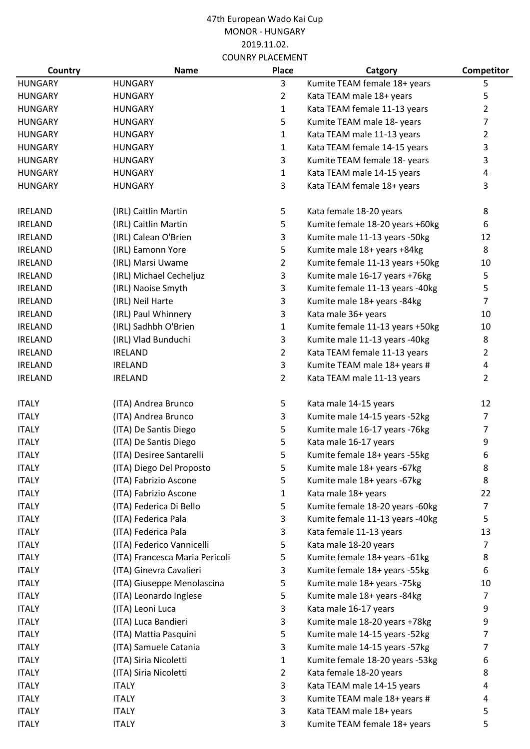47th European Wado Kai Cup
MONOR - HUNGARY
2019.11.02.
COUNRY PLACEMENT

| Country | Name | Place | Catgory | Competitor |
|---|---|---|---|---|
| HUNGARY | HUNGARY | 3 | Kumite TEAM female 18+ years | 5 |
| HUNGARY | HUNGARY | 2 | Kata TEAM male 18+ years | 5 |
| HUNGARY | HUNGARY | 1 | Kata TEAM female 11-13 years | 2 |
| HUNGARY | HUNGARY | 5 | Kumite TEAM male 18- years | 7 |
| HUNGARY | HUNGARY | 1 | Kata TEAM male 11-13 years | 2 |
| HUNGARY | HUNGARY | 1 | Kata TEAM female 14-15 years | 3 |
| HUNGARY | HUNGARY | 3 | Kumite TEAM female 18- years | 3 |
| HUNGARY | HUNGARY | 1 | Kata TEAM male 14-15 years | 4 |
| HUNGARY | HUNGARY | 3 | Kata TEAM female 18+ years | 3 |
| | | | | |
| IRELAND | (IRL) Caitlin Martin | 5 | Kata female 18-20 years | 8 |
| IRELAND | (IRL) Caitlin Martin | 5 | Kumite female 18-20 years +60kg | 6 |
| IRELAND | (IRL) Calean O'Brien | 3 | Kumite male 11-13 years -50kg | 12 |
| IRELAND | (IRL) Eamonn Yore | 5 | Kumite male 18+ years +84kg | 8 |
| IRELAND | (IRL) Marsi Uwame | 2 | Kumite female 11-13 years +50kg | 10 |
| IRELAND | (IRL) Michael Cecheljuz | 3 | Kumite male 16-17 years +76kg | 5 |
| IRELAND | (IRL) Naoise Smyth | 3 | Kumite female 11-13 years -40kg | 5 |
| IRELAND | (IRL) Neil Harte | 3 | Kumite male 18+ years -84kg | 7 |
| IRELAND | (IRL) Paul Whinnery | 3 | Kata male 36+ years | 10 |
| IRELAND | (IRL) Sadhbh O'Brien | 1 | Kumite female 11-13 years +50kg | 10 |
| IRELAND | (IRL) Vlad Bunduchi | 3 | Kumite male 11-13 years -40kg | 8 |
| IRELAND | IRELAND | 2 | Kata TEAM female 11-13 years | 2 |
| IRELAND | IRELAND | 3 | Kumite TEAM male 18+ years # | 4 |
| IRELAND | IRELAND | 2 | Kata TEAM male 11-13 years | 2 |
| | | | | |
| ITALY | (ITA) Andrea Brunco | 5 | Kata male 14-15 years | 12 |
| ITALY | (ITA) Andrea Brunco | 3 | Kumite male 14-15 years -52kg | 7 |
| ITALY | (ITA) De Santis Diego | 5 | Kumite male 16-17 years -76kg | 7 |
| ITALY | (ITA) De Santis Diego | 5 | Kata male 16-17 years | 9 |
| ITALY | (ITA) Desiree Santarelli | 5 | Kumite female 18+ years -55kg | 6 |
| ITALY | (ITA) Diego Del Proposto | 5 | Kumite male 18+ years -67kg | 8 |
| ITALY | (ITA) Fabrizio Ascone | 5 | Kumite male 18+ years -67kg | 8 |
| ITALY | (ITA) Fabrizio Ascone | 1 | Kata male 18+ years | 22 |
| ITALY | (ITA) Federica Di Bello | 5 | Kumite female 18-20 years -60kg | 7 |
| ITALY | (ITA) Federica Pala | 3 | Kumite female 11-13 years -40kg | 5 |
| ITALY | (ITA) Federica Pala | 3 | Kata female 11-13 years | 13 |
| ITALY | (ITA) Federico Vannicelli | 5 | Kata male 18-20 years | 7 |
| ITALY | (ITA) Francesca Maria Pericoli | 5 | Kumite female 18+ years -61kg | 8 |
| ITALY | (ITA) Ginevra Cavalieri | 3 | Kumite female 18+ years -55kg | 6 |
| ITALY | (ITA) Giuseppe Menolascina | 5 | Kumite male 18+ years -75kg | 10 |
| ITALY | (ITA) Leonardo Inglese | 5 | Kumite male 18+ years -84kg | 7 |
| ITALY | (ITA) Leoni Luca | 3 | Kata male 16-17 years | 9 |
| ITALY | (ITA) Luca Bandieri | 3 | Kumite male 18-20 years +78kg | 9 |
| ITALY | (ITA) Mattia Pasquini | 5 | Kumite male 14-15 years -52kg | 7 |
| ITALY | (ITA) Samuele Catania | 3 | Kumite male 14-15 years -57kg | 7 |
| ITALY | (ITA) Siria Nicoletti | 1 | Kumite female 18-20 years -53kg | 6 |
| ITALY | (ITA) Siria Nicoletti | 2 | Kata female 18-20 years | 8 |
| ITALY | ITALY | 3 | Kata TEAM male 14-15 years | 4 |
| ITALY | ITALY | 3 | Kumite TEAM male 18+ years # | 4 |
| ITALY | ITALY | 3 | Kata TEAM male 18+ years | 5 |
| ITALY | ITALY | 3 | Kumite TEAM female 18+ years | 5 |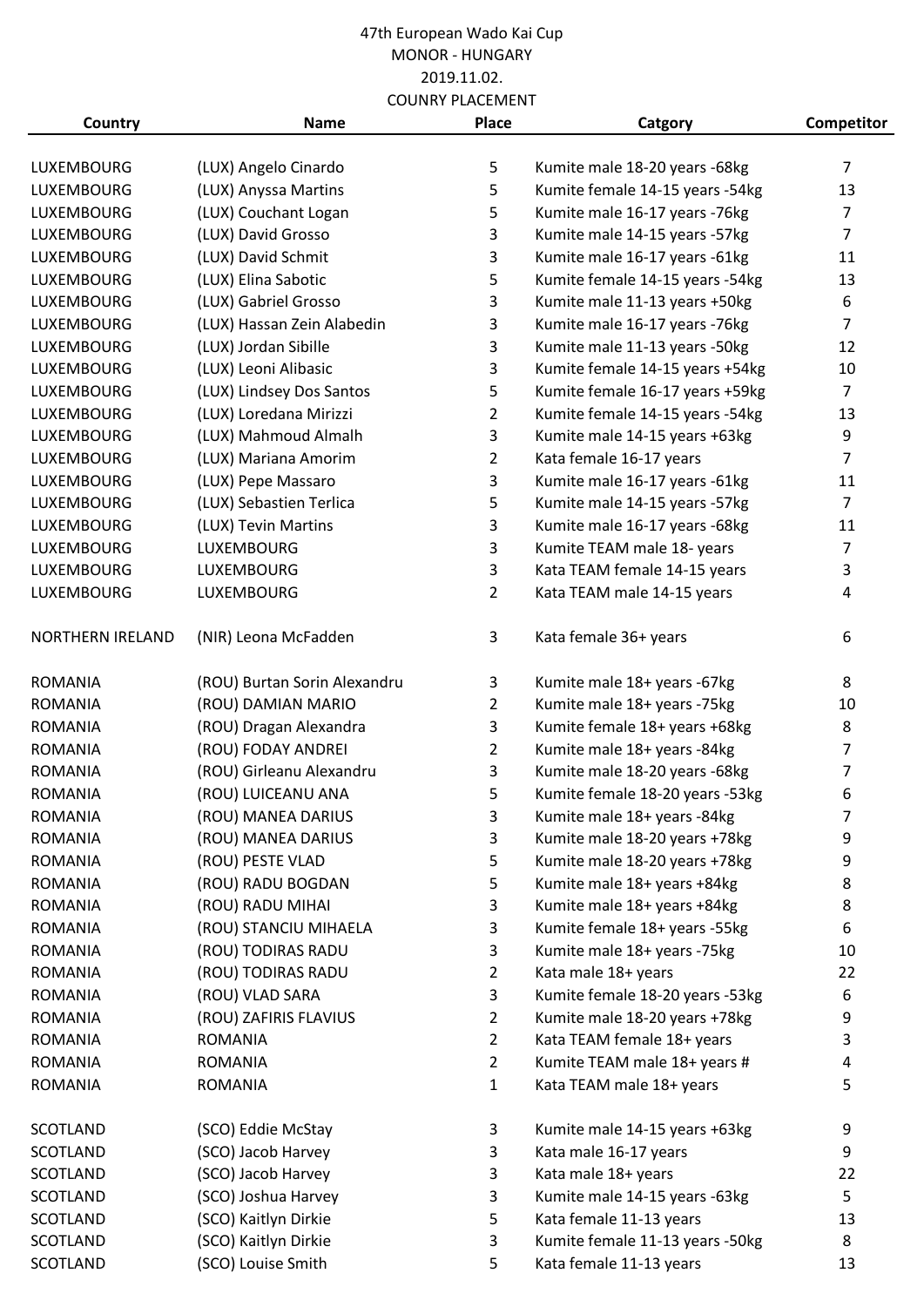47th European Wado Kai Cup
MONOR - HUNGARY
2019.11.02.
COUNRY PLACEMENT

| Country | Name | Place | Catgory | Competitor |
|---|---|---|---|---|
| LUXEMBOURG | (LUX) Angelo Cinardo | 5 | Kumite male 18-20 years -68kg | 7 |
| LUXEMBOURG | (LUX) Anyssa Martins | 5 | Kumite female 14-15 years -54kg | 13 |
| LUXEMBOURG | (LUX) Couchant Logan | 5 | Kumite male 16-17 years -76kg | 7 |
| LUXEMBOURG | (LUX) David Grosso | 3 | Kumite male 14-15 years -57kg | 7 |
| LUXEMBOURG | (LUX) David Schmit | 3 | Kumite male 16-17 years -61kg | 11 |
| LUXEMBOURG | (LUX) Elina Sabotic | 5 | Kumite female 14-15 years -54kg | 13 |
| LUXEMBOURG | (LUX) Gabriel Grosso | 3 | Kumite male 11-13 years +50kg | 6 |
| LUXEMBOURG | (LUX) Hassan Zein Alabedin | 3 | Kumite male 16-17 years -76kg | 7 |
| LUXEMBOURG | (LUX) Jordan Sibille | 3 | Kumite male 11-13 years -50kg | 12 |
| LUXEMBOURG | (LUX) Leoni Alibasic | 3 | Kumite female 14-15 years +54kg | 10 |
| LUXEMBOURG | (LUX) Lindsey Dos Santos | 5 | Kumite female 16-17 years +59kg | 7 |
| LUXEMBOURG | (LUX) Loredana Mirizzi | 2 | Kumite female 14-15 years -54kg | 13 |
| LUXEMBOURG | (LUX) Mahmoud Almalh | 3 | Kumite male 14-15 years +63kg | 9 |
| LUXEMBOURG | (LUX) Mariana Amorim | 2 | Kata female 16-17 years | 7 |
| LUXEMBOURG | (LUX) Pepe Massaro | 3 | Kumite male 16-17 years -61kg | 11 |
| LUXEMBOURG | (LUX) Sebastien Terlica | 5 | Kumite male 14-15 years -57kg | 7 |
| LUXEMBOURG | (LUX) Tevin Martins | 3 | Kumite male 16-17 years -68kg | 11 |
| LUXEMBOURG | LUXEMBOURG | 3 | Kumite TEAM male 18- years | 7 |
| LUXEMBOURG | LUXEMBOURG | 3 | Kata TEAM female 14-15 years | 3 |
| LUXEMBOURG | LUXEMBOURG | 2 | Kata TEAM male 14-15 years | 4 |
| NORTHERN IRELAND | (NIR) Leona McFadden | 3 | Kata female 36+ years | 6 |
| ROMANIA | (ROU) Burtan Sorin Alexandru | 3 | Kumite male 18+ years -67kg | 8 |
| ROMANIA | (ROU) DAMIAN MARIO | 2 | Kumite male 18+ years -75kg | 10 |
| ROMANIA | (ROU) Dragan Alexandra | 3 | Kumite female 18+ years +68kg | 8 |
| ROMANIA | (ROU) FODAY ANDREI | 2 | Kumite male 18+ years -84kg | 7 |
| ROMANIA | (ROU) Girleanu Alexandru | 3 | Kumite male 18-20 years -68kg | 7 |
| ROMANIA | (ROU) LUICEANU ANA | 5 | Kumite female 18-20 years -53kg | 6 |
| ROMANIA | (ROU) MANEA DARIUS | 3 | Kumite male 18+ years -84kg | 7 |
| ROMANIA | (ROU) MANEA DARIUS | 3 | Kumite male 18-20 years +78kg | 9 |
| ROMANIA | (ROU) PESTE VLAD | 5 | Kumite male 18-20 years +78kg | 9 |
| ROMANIA | (ROU) RADU BOGDAN | 5 | Kumite male 18+ years +84kg | 8 |
| ROMANIA | (ROU) RADU MIHAI | 3 | Kumite male 18+ years +84kg | 8 |
| ROMANIA | (ROU) STANCIU MIHAELA | 3 | Kumite female 18+ years -55kg | 6 |
| ROMANIA | (ROU) TODIRAS RADU | 3 | Kumite male 18+ years -75kg | 10 |
| ROMANIA | (ROU) TODIRAS RADU | 2 | Kata male 18+ years | 22 |
| ROMANIA | (ROU) VLAD SARA | 3 | Kumite female 18-20 years -53kg | 6 |
| ROMANIA | (ROU) ZAFIRIS FLAVIUS | 2 | Kumite male 18-20 years +78kg | 9 |
| ROMANIA | ROMANIA | 2 | Kata TEAM female 18+ years | 3 |
| ROMANIA | ROMANIA | 2 | Kumite TEAM male 18+ years # | 4 |
| ROMANIA | ROMANIA | 1 | Kata TEAM male 18+ years | 5 |
| SCOTLAND | (SCO) Eddie McStay | 3 | Kumite male 14-15 years +63kg | 9 |
| SCOTLAND | (SCO) Jacob Harvey | 3 | Kata male 16-17 years | 9 |
| SCOTLAND | (SCO) Jacob Harvey | 3 | Kata male 18+ years | 22 |
| SCOTLAND | (SCO) Joshua Harvey | 3 | Kumite male 14-15 years -63kg | 5 |
| SCOTLAND | (SCO) Kaitlyn Dirkie | 5 | Kata female 11-13 years | 13 |
| SCOTLAND | (SCO) Kaitlyn Dirkie | 3 | Kumite female 11-13 years -50kg | 8 |
| SCOTLAND | (SCO) Louise Smith | 5 | Kata female 11-13 years | 13 |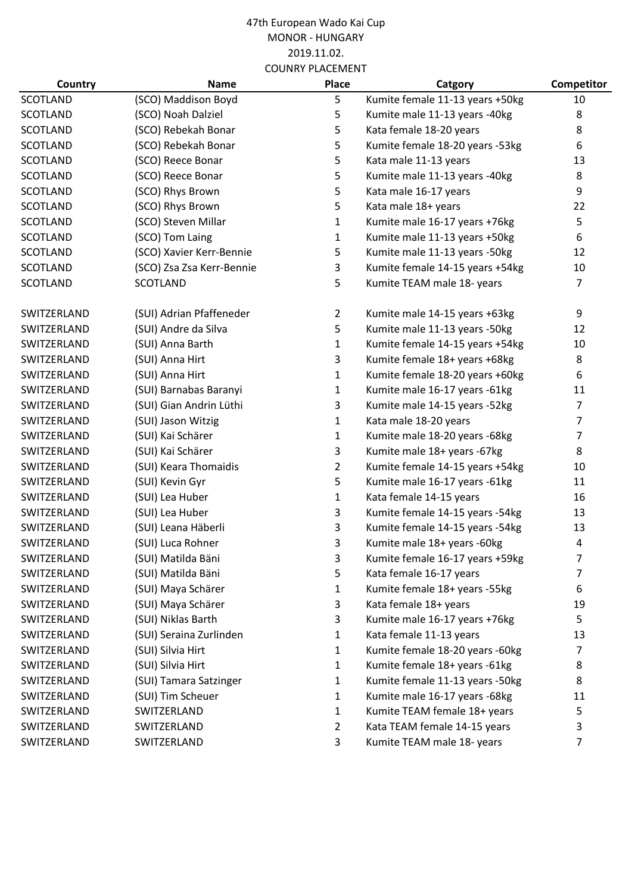47th European Wado Kai Cup
MONOR - HUNGARY
2019.11.02.
COUNRY PLACEMENT

| Country | Name | Place | Catgory | Competitor |
|---|---|---|---|---|
| SCOTLAND | (SCO) Maddison Boyd | 5 | Kumite female 11-13 years +50kg | 10 |
| SCOTLAND | (SCO) Noah Dalziel | 5 | Kumite male 11-13 years -40kg | 8 |
| SCOTLAND | (SCO) Rebekah Bonar | 5 | Kata female 18-20 years | 8 |
| SCOTLAND | (SCO) Rebekah Bonar | 5 | Kumite female 18-20 years -53kg | 6 |
| SCOTLAND | (SCO) Reece Bonar | 5 | Kata male 11-13 years | 13 |
| SCOTLAND | (SCO) Reece Bonar | 5 | Kumite male 11-13 years -40kg | 8 |
| SCOTLAND | (SCO) Rhys Brown | 5 | Kata male 16-17 years | 9 |
| SCOTLAND | (SCO) Rhys Brown | 5 | Kata male 18+ years | 22 |
| SCOTLAND | (SCO) Steven Millar | 1 | Kumite male 16-17 years +76kg | 5 |
| SCOTLAND | (SCO) Tom Laing | 1 | Kumite male 11-13 years +50kg | 6 |
| SCOTLAND | (SCO) Xavier Kerr-Bennie | 5 | Kumite male 11-13 years -50kg | 12 |
| SCOTLAND | (SCO) Zsa Zsa Kerr-Bennie | 3 | Kumite female 14-15 years +54kg | 10 |
| SCOTLAND | SCOTLAND | 5 | Kumite TEAM male 18- years | 7 |
| | | | | |
| SWITZERLAND | (SUI) Adrian Pfaffeneder | 2 | Kumite male 14-15 years +63kg | 9 |
| SWITZERLAND | (SUI) Andre da Silva | 5 | Kumite male 11-13 years -50kg | 12 |
| SWITZERLAND | (SUI) Anna Barth | 1 | Kumite female 14-15 years +54kg | 10 |
| SWITZERLAND | (SUI) Anna Hirt | 3 | Kumite female 18+ years +68kg | 8 |
| SWITZERLAND | (SUI) Anna Hirt | 1 | Kumite female 18-20 years +60kg | 6 |
| SWITZERLAND | (SUI) Barnabas Baranyi | 1 | Kumite male 16-17 years -61kg | 11 |
| SWITZERLAND | (SUI) Gian Andrin Lüthi | 3 | Kumite male 14-15 years -52kg | 7 |
| SWITZERLAND | (SUI) Jason Witzig | 1 | Kata male 18-20 years | 7 |
| SWITZERLAND | (SUI) Kai Schärer | 1 | Kumite male 18-20 years -68kg | 7 |
| SWITZERLAND | (SUI) Kai Schärer | 3 | Kumite male 18+ years -67kg | 8 |
| SWITZERLAND | (SUI) Keara Thomaidis | 2 | Kumite female 14-15 years +54kg | 10 |
| SWITZERLAND | (SUI) Kevin Gyr | 5 | Kumite male 16-17 years -61kg | 11 |
| SWITZERLAND | (SUI) Lea Huber | 1 | Kata female 14-15 years | 16 |
| SWITZERLAND | (SUI) Lea Huber | 3 | Kumite female 14-15 years -54kg | 13 |
| SWITZERLAND | (SUI) Leana Häberli | 3 | Kumite female 14-15 years -54kg | 13 |
| SWITZERLAND | (SUI) Luca Rohner | 3 | Kumite male 18+ years -60kg | 4 |
| SWITZERLAND | (SUI) Matilda Bäni | 3 | Kumite female 16-17 years +59kg | 7 |
| SWITZERLAND | (SUI) Matilda Bäni | 5 | Kata female 16-17 years | 7 |
| SWITZERLAND | (SUI) Maya Schärer | 1 | Kumite female 18+ years -55kg | 6 |
| SWITZERLAND | (SUI) Maya Schärer | 3 | Kata female 18+ years | 19 |
| SWITZERLAND | (SUI) Niklas Barth | 3 | Kumite male 16-17 years +76kg | 5 |
| SWITZERLAND | (SUI) Seraina Zurlinden | 1 | Kata female 11-13 years | 13 |
| SWITZERLAND | (SUI) Silvia Hirt | 1 | Kumite female 18-20 years -60kg | 7 |
| SWITZERLAND | (SUI) Silvia Hirt | 1 | Kumite female 18+ years -61kg | 8 |
| SWITZERLAND | (SUI) Tamara Satzinger | 1 | Kumite female 11-13 years -50kg | 8 |
| SWITZERLAND | (SUI) Tim Scheuer | 1 | Kumite male 16-17 years -68kg | 11 |
| SWITZERLAND | SWITZERLAND | 1 | Kumite TEAM female 18+ years | 5 |
| SWITZERLAND | SWITZERLAND | 2 | Kata TEAM female 14-15 years | 3 |
| SWITZERLAND | SWITZERLAND | 3 | Kumite TEAM male 18- years | 7 |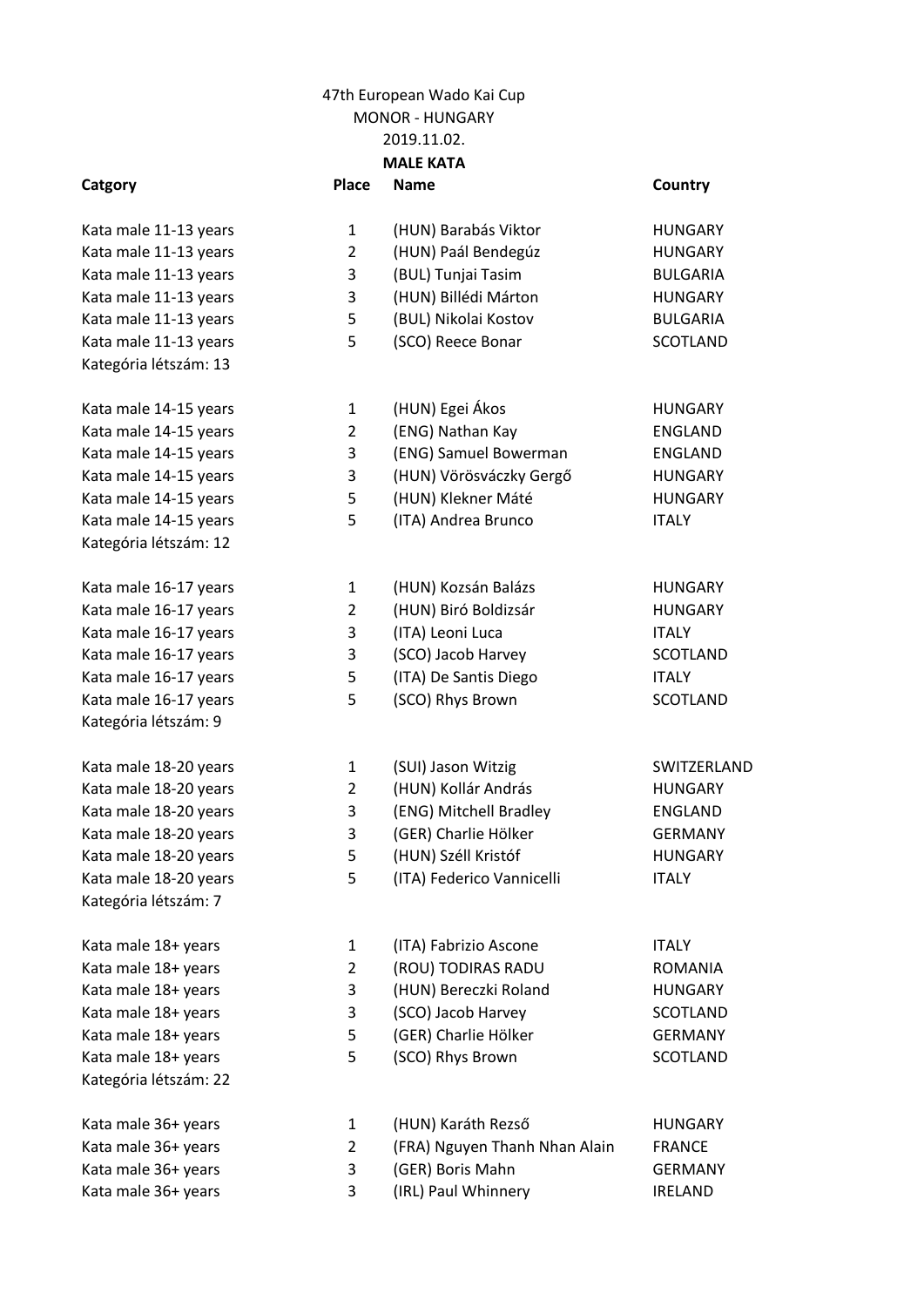47th European Wado Kai Cup
MONOR - HUNGARY
2019.11.02.

**MALE KATA**

| Catgory | Place | Name | Country |
|---|---|---|---|
| Kata male 11-13 years | 1 | (HUN) Barabás Viktor | HUNGARY |
| Kata male 11-13 years | 2 | (HUN) Paál Bendegúz | HUNGARY |
| Kata male 11-13 years | 3 | (BUL) Tunjai Tasim | BULGARIA |
| Kata male 11-13 years | 3 | (HUN) Billédi Márton | HUNGARY |
| Kata male 11-13 years | 5 | (BUL) Nikolai Kostov | BULGARIA |
| Kata male 11-13 years | 5 | (SCO) Reece Bonar | SCOTLAND |
| Kategória létszám: 13 | | | |
| Kata male 14-15 years | 1 | (HUN) Egei Ákos | HUNGARY |
| Kata male 14-15 years | 2 | (ENG) Nathan Kay | ENGLAND |
| Kata male 14-15 years | 3 | (ENG) Samuel Bowerman | ENGLAND |
| Kata male 14-15 years | 3 | (HUN) Vörösváczky Gergő | HUNGARY |
| Kata male 14-15 years | 5 | (HUN) Klekner Máté | HUNGARY |
| Kata male 14-15 years | 5 | (ITA) Andrea Brunco | ITALY |
| Kategória létszám: 12 | | | |
| Kata male 16-17 years | 1 | (HUN) Kozsán Balázs | HUNGARY |
| Kata male 16-17 years | 2 | (HUN) Biró Boldizsár | HUNGARY |
| Kata male 16-17 years | 3 | (ITA) Leoni Luca | ITALY |
| Kata male 16-17 years | 3 | (SCO) Jacob Harvey | SCOTLAND |
| Kata male 16-17 years | 5 | (ITA) De Santis Diego | ITALY |
| Kata male 16-17 years | 5 | (SCO) Rhys Brown | SCOTLAND |
| Kategória létszám: 9 | | | |
| Kata male 18-20 years | 1 | (SUI) Jason Witzig | SWITZERLAND |
| Kata male 18-20 years | 2 | (HUN) Kollár András | HUNGARY |
| Kata male 18-20 years | 3 | (ENG) Mitchell Bradley | ENGLAND |
| Kata male 18-20 years | 3 | (GER) Charlie Hölker | GERMANY |
| Kata male 18-20 years | 5 | (HUN) Széll Kristóf | HUNGARY |
| Kata male 18-20 years | 5 | (ITA) Federico Vannicelli | ITALY |
| Kategória létszám: 7 | | | |
| Kata male 18+ years | 1 | (ITA) Fabrizio Ascone | ITALY |
| Kata male 18+ years | 2 | (ROU) TODIRAS RADU | ROMANIA |
| Kata male 18+ years | 3 | (HUN) Bereczki Roland | HUNGARY |
| Kata male 18+ years | 3 | (SCO) Jacob Harvey | SCOTLAND |
| Kata male 18+ years | 5 | (GER) Charlie Hölker | GERMANY |
| Kata male 18+ years | 5 | (SCO) Rhys Brown | SCOTLAND |
| Kategória létszám: 22 | | | |
| Kata male 36+ years | 1 | (HUN) Karáth Rezső | HUNGARY |
| Kata male 36+ years | 2 | (FRA) Nguyen Thanh Nhan Alain | FRANCE |
| Kata male 36+ years | 3 | (GER) Boris Mahn | GERMANY |
| Kata male 36+ years | 3 | (IRL) Paul Whinnery | IRELAND |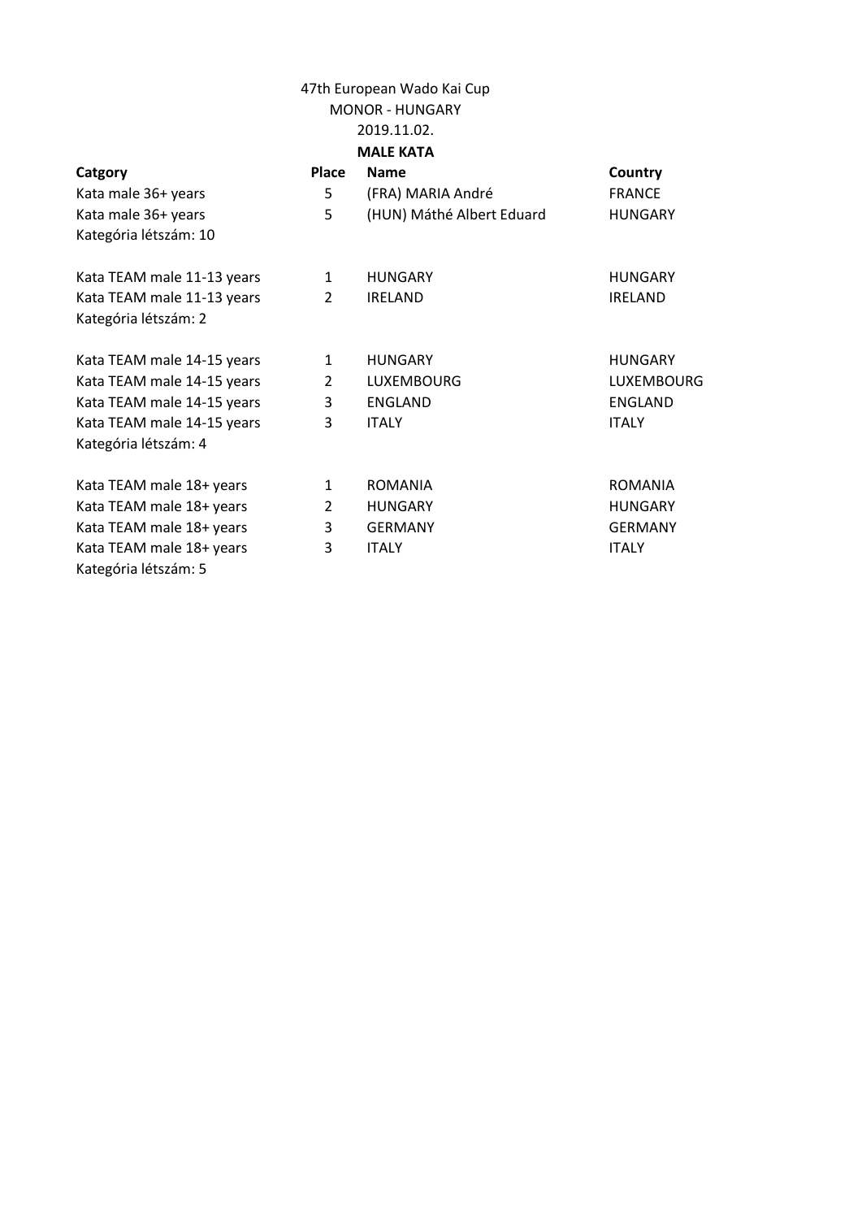47th European Wado Kai Cup

MONOR - HUNGARY

2019.11.02.

**MALE KATA**

| Catgory | Place | Name | Country |
| --- | --- | --- | --- |
| Kata male 36+ years | 5 | (FRA) MARIA André | FRANCE |
| Kata male 36+ years | 5 | (HUN) Máthé Albert Eduard | HUNGARY |
| Kategória létszám: 10 | | | |
| | | | |
| Kata TEAM male 11-13 years | 1 | HUNGARY | HUNGARY |
| Kata TEAM male 11-13 years | 2 | IRELAND | IRELAND |
| Kategória létszám: 2 | | | |
| | | | |
| Kata TEAM male 14-15 years | 1 | HUNGARY | HUNGARY |
| Kata TEAM male 14-15 years | 2 | LUXEMBOURG | LUXEMBOURG |
| Kata TEAM male 14-15 years | 3 | ENGLAND | ENGLAND |
| Kata TEAM male 14-15 years | 3 | ITALY | ITALY |
| Kategória létszám: 4 | | | |
| | | | |
| Kata TEAM male 18+ years | 1 | ROMANIA | ROMANIA |
| Kata TEAM male 18+ years | 2 | HUNGARY | HUNGARY |
| Kata TEAM male 18+ years | 3 | GERMANY | GERMANY |
| Kata TEAM male 18+ years | 3 | ITALY | ITALY |
| Kategória létszám: 5 | | | |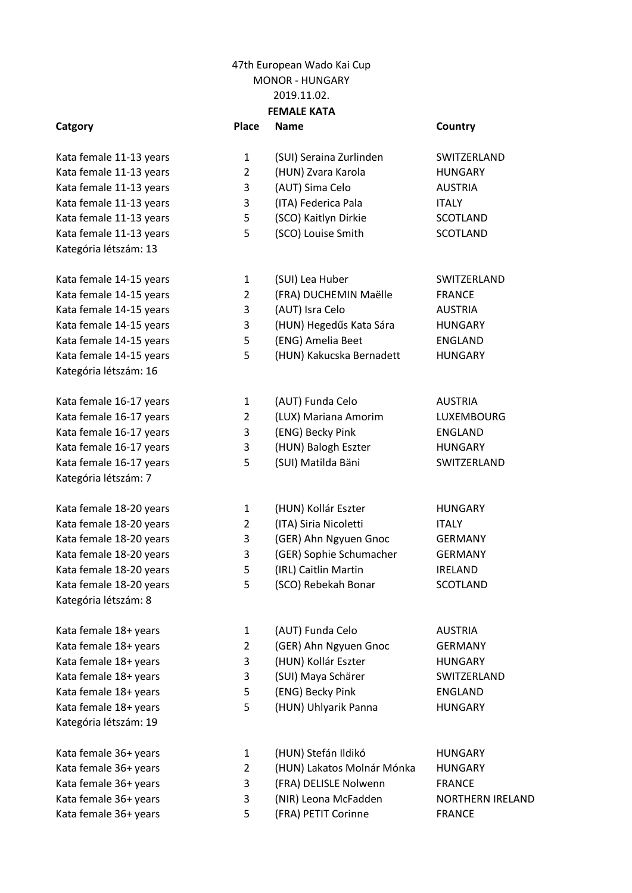47th European Wado Kai Cup
MONOR - HUNGARY
2019.11.02.

**FEMALE KATA**

| Catgory | Place | Name | Country |
|---|---|---|---|
| Kata female 11-13 years | 1 | (SUI) Seraina Zurlinden | SWITZERLAND |
| Kata female 11-13 years | 2 | (HUN) Zvara Karola | HUNGARY |
| Kata female 11-13 years | 3 | (AUT) Sima Celo | AUSTRIA |
| Kata female 11-13 years | 3 | (ITA) Federica Pala | ITALY |
| Kata female 11-13 years | 5 | (SCO) Kaitlyn Dirkie | SCOTLAND |
| Kata female 11-13 years | 5 | (SCO) Louise Smith | SCOTLAND |
| Kategória létszám: 13 | | | |
| Kata female 14-15 years | 1 | (SUI) Lea Huber | SWITZERLAND |
| Kata female 14-15 years | 2 | (FRA) DUCHEMIN Maëlle | FRANCE |
| Kata female 14-15 years | 3 | (AUT) Isra Celo | AUSTRIA |
| Kata female 14-15 years | 3 | (HUN) Hegedűs Kata Sára | HUNGARY |
| Kata female 14-15 years | 5 | (ENG) Amelia Beet | ENGLAND |
| Kata female 14-15 years | 5 | (HUN) Kakucska Bernadett | HUNGARY |
| Kategória létszám: 16 | | | |
| Kata female 16-17 years | 1 | (AUT) Funda Celo | AUSTRIA |
| Kata female 16-17 years | 2 | (LUX) Mariana Amorim | LUXEMBOURG |
| Kata female 16-17 years | 3 | (ENG) Becky Pink | ENGLAND |
| Kata female 16-17 years | 3 | (HUN) Balogh Eszter | HUNGARY |
| Kata female 16-17 years | 5 | (SUI) Matilda Bäni | SWITZERLAND |
| Kategória létszám: 7 | | | |
| Kata female 18-20 years | 1 | (HUN) Kollár Eszter | HUNGARY |
| Kata female 18-20 years | 2 | (ITA) Siria Nicoletti | ITALY |
| Kata female 18-20 years | 3 | (GER) Ahn Ngyuen Gnoc | GERMANY |
| Kata female 18-20 years | 3 | (GER) Sophie Schumacher | GERMANY |
| Kata female 18-20 years | 5 | (IRL) Caitlin Martin | IRELAND |
| Kata female 18-20 years | 5 | (SCO) Rebekah Bonar | SCOTLAND |
| Kategória létszám: 8 | | | |
| Kata female 18+ years | 1 | (AUT) Funda Celo | AUSTRIA |
| Kata female 18+ years | 2 | (GER) Ahn Ngyuen Gnoc | GERMANY |
| Kata female 18+ years | 3 | (HUN) Kollár Eszter | HUNGARY |
| Kata female 18+ years | 3 | (SUI) Maya Schärer | SWITZERLAND |
| Kata female 18+ years | 5 | (ENG) Becky Pink | ENGLAND |
| Kata female 18+ years | 5 | (HUN) Uhlyarik Panna | HUNGARY |
| Kategória létszám: 19 | | | |
| Kata female 36+ years | 1 | (HUN) Stefán Ildikó | HUNGARY |
| Kata female 36+ years | 2 | (HUN) Lakatos Molnár Mónka | HUNGARY |
| Kata female 36+ years | 3 | (FRA) DELISLE Nolwenn | FRANCE |
| Kata female 36+ years | 3 | (NIR) Leona McFadden | NORTHERN IRELAND |
| Kata female 36+ years | 5 | (FRA) PETIT Corinne | FRANCE |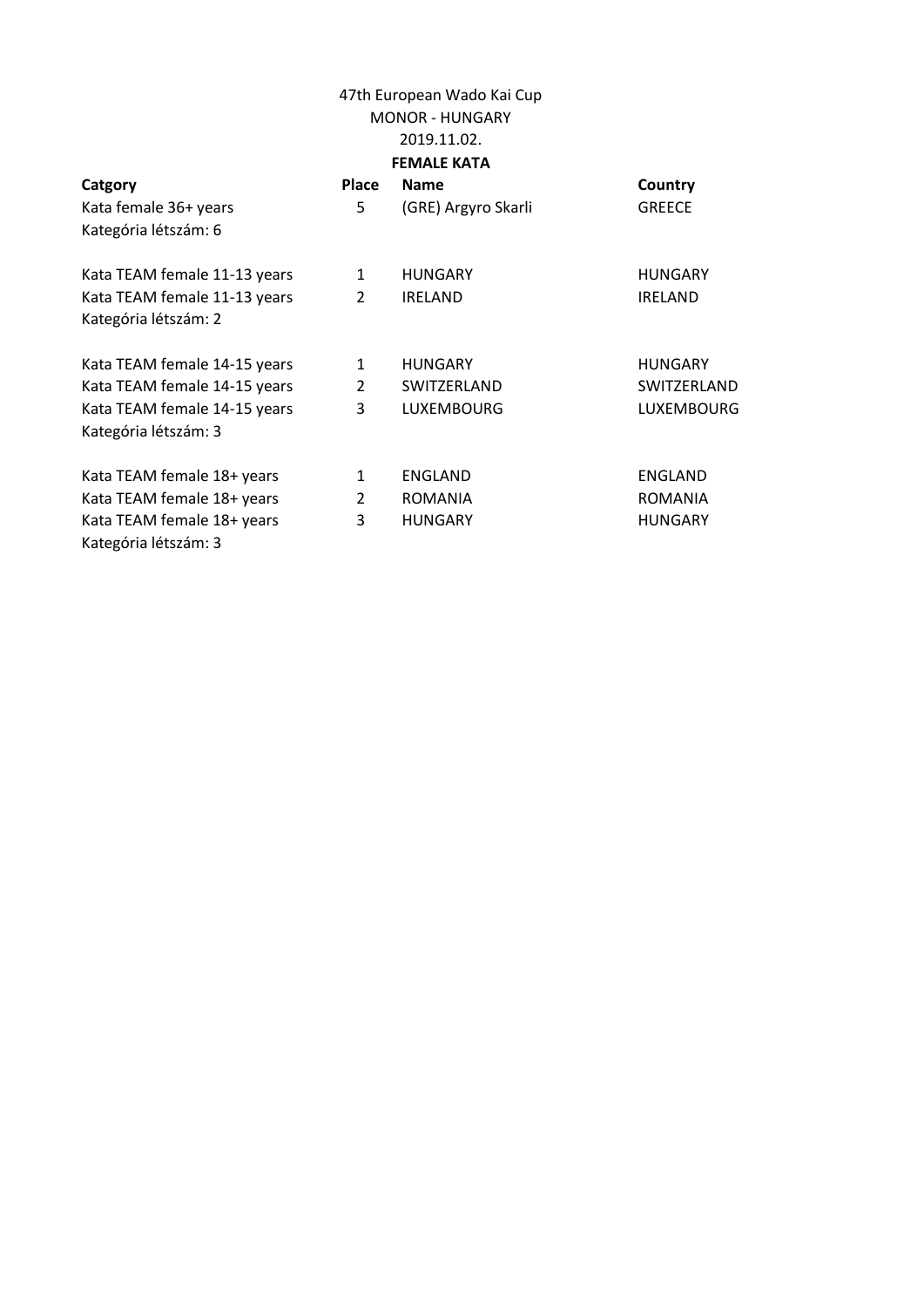47th European Wado Kai Cup

MONOR - HUNGARY

2019.11.02.

**FEMALE KATA**

| Catgory | Place | Name | Country |
|---|---|---|---|
| Kata female 36+ years | 5 | (GRE) Argyro Skarli | GREECE |
| Kategória létszám: 6 | | | |
| | | | |
| Kata TEAM female 11-13 years | 1 | HUNGARY | HUNGARY |
| Kata TEAM female 11-13 years | 2 | IRELAND | IRELAND |
| Kategória létszám: 2 | | | |
| | | | |
| Kata TEAM female 14-15 years | 1 | HUNGARY | HUNGARY |
| Kata TEAM female 14-15 years | 2 | SWITZERLAND | SWITZERLAND |
| Kata TEAM female 14-15 years | 3 | LUXEMBOURG | LUXEMBOURG |
| Kategória létszám: 3 | | | |
| | | | |
| Kata TEAM female 18+ years | 1 | ENGLAND | ENGLAND |
| Kata TEAM female 18+ years | 2 | ROMANIA | ROMANIA |
| Kata TEAM female 18+ years | 3 | HUNGARY | HUNGARY |
| Kategória létszám: 3 | | | |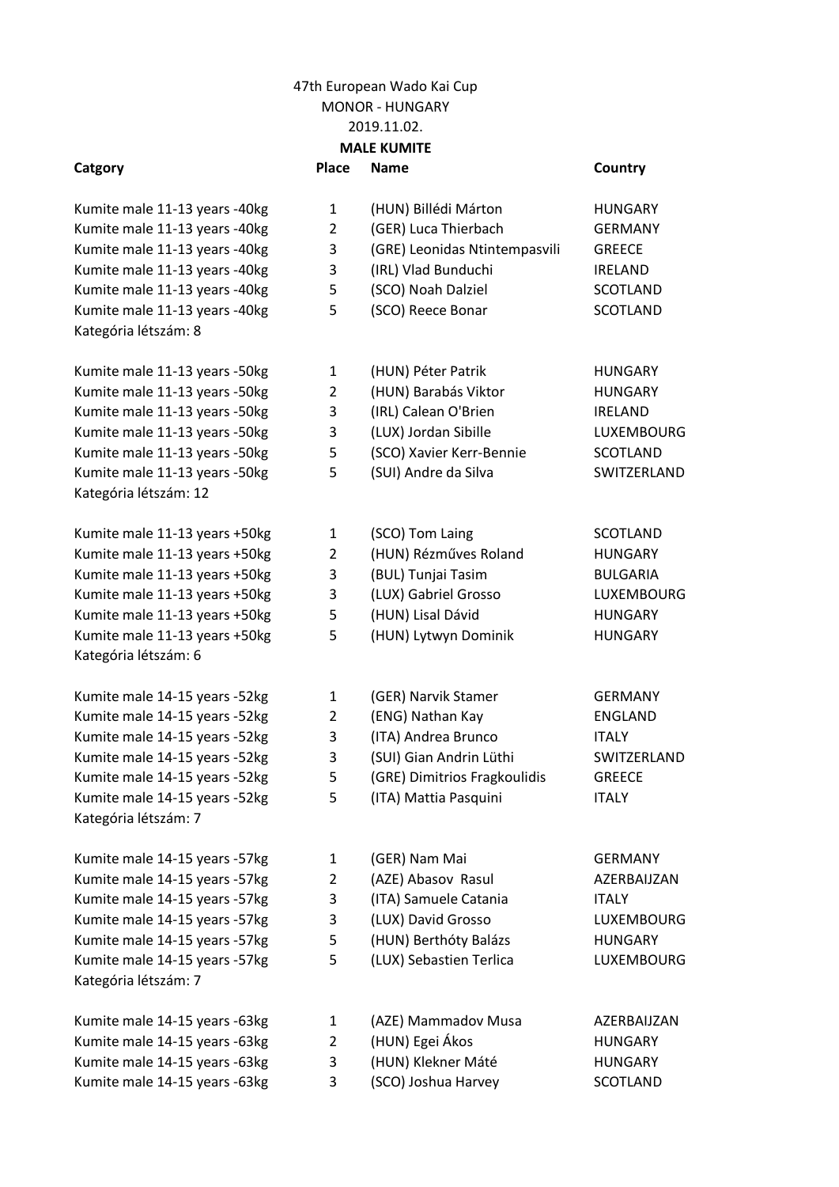47th European Wado Kai Cup

MONOR - HUNGARY

2019.11.02.

**MALE KUMITE**

| Catgory | Place | Name | Country |
|---|---|---|---|
| Kumite male 11-13 years -40kg | 1 | (HUN) Billédi Márton | HUNGARY |
| Kumite male 11-13 years -40kg | 2 | (GER) Luca Thierbach | GERMANY |
| Kumite male 11-13 years -40kg | 3 | (GRE) Leonidas Ntintempasvili | GREECE |
| Kumite male 11-13 years -40kg | 3 | (IRL) Vlad Bunduchi | IRELAND |
| Kumite male 11-13 years -40kg | 5 | (SCO) Noah Dalziel | SCOTLAND |
| Kumite male 11-13 years -40kg | 5 | (SCO) Reece Bonar | SCOTLAND |
| Kategória létszám: 8 | | | |
| | | | |
| Kumite male 11-13 years -50kg | 1 | (HUN) Péter Patrik | HUNGARY |
| Kumite male 11-13 years -50kg | 2 | (HUN) Barabás Viktor | HUNGARY |
| Kumite male 11-13 years -50kg | 3 | (IRL) Calean O'Brien | IRELAND |
| Kumite male 11-13 years -50kg | 3 | (LUX) Jordan Sibille | LUXEMBOURG |
| Kumite male 11-13 years -50kg | 5 | (SCO) Xavier Kerr-Bennie | SCOTLAND |
| Kumite male 11-13 years -50kg | 5 | (SUI) Andre da Silva | SWITZERLAND |
| Kategória létszám: 12 | | | |
| | | | |
| Kumite male 11-13 years +50kg | 1 | (SCO) Tom Laing | SCOTLAND |
| Kumite male 11-13 years +50kg | 2 | (HUN) Rézműves Roland | HUNGARY |
| Kumite male 11-13 years +50kg | 3 | (BUL) Tunjai Tasim | BULGARIA |
| Kumite male 11-13 years +50kg | 3 | (LUX) Gabriel Grosso | LUXEMBOURG |
| Kumite male 11-13 years +50kg | 5 | (HUN) Lisal Dávid | HUNGARY |
| Kumite male 11-13 years +50kg | 5 | (HUN) Lytwyn Dominik | HUNGARY |
| Kategória létszám: 6 | | | |
| | | | |
| Kumite male 14-15 years -52kg | 1 | (GER) Narvik Stamer | GERMANY |
| Kumite male 14-15 years -52kg | 2 | (ENG) Nathan Kay | ENGLAND |
| Kumite male 14-15 years -52kg | 3 | (ITA) Andrea Brunco | ITALY |
| Kumite male 14-15 years -52kg | 3 | (SUI) Gian Andrin Lüthi | SWITZERLAND |
| Kumite male 14-15 years -52kg | 5 | (GRE) Dimitrios Fragkoulidis | GREECE |
| Kumite male 14-15 years -52kg | 5 | (ITA) Mattia Pasquini | ITALY |
| Kategória létszám: 7 | | | |
| | | | |
| Kumite male 14-15 years -57kg | 1 | (GER) Nam Mai | GERMANY |
| Kumite male 14-15 years -57kg | 2 | (AZE) Abasov Rasul | AZERBAIJZAN |
| Kumite male 14-15 years -57kg | 3 | (ITA) Samuele Catania | ITALY |
| Kumite male 14-15 years -57kg | 3 | (LUX) David Grosso | LUXEMBOURG |
| Kumite male 14-15 years -57kg | 5 | (HUN) Berthóty Balázs | HUNGARY |
| Kumite male 14-15 years -57kg | 5 | (LUX) Sebastien Terlica | LUXEMBOURG |
| Kategória létszám: 7 | | | |
| | | | |
| Kumite male 14-15 years -63kg | 1 | (AZE) Mammadov Musa | AZERBAIJZAN |
| Kumite male 14-15 years -63kg | 2 | (HUN) Egei Ákos | HUNGARY |
| Kumite male 14-15 years -63kg | 3 | (HUN) Klekner Máté | HUNGARY |
| Kumite male 14-15 years -63kg | 3 | (SCO) Joshua Harvey | SCOTLAND |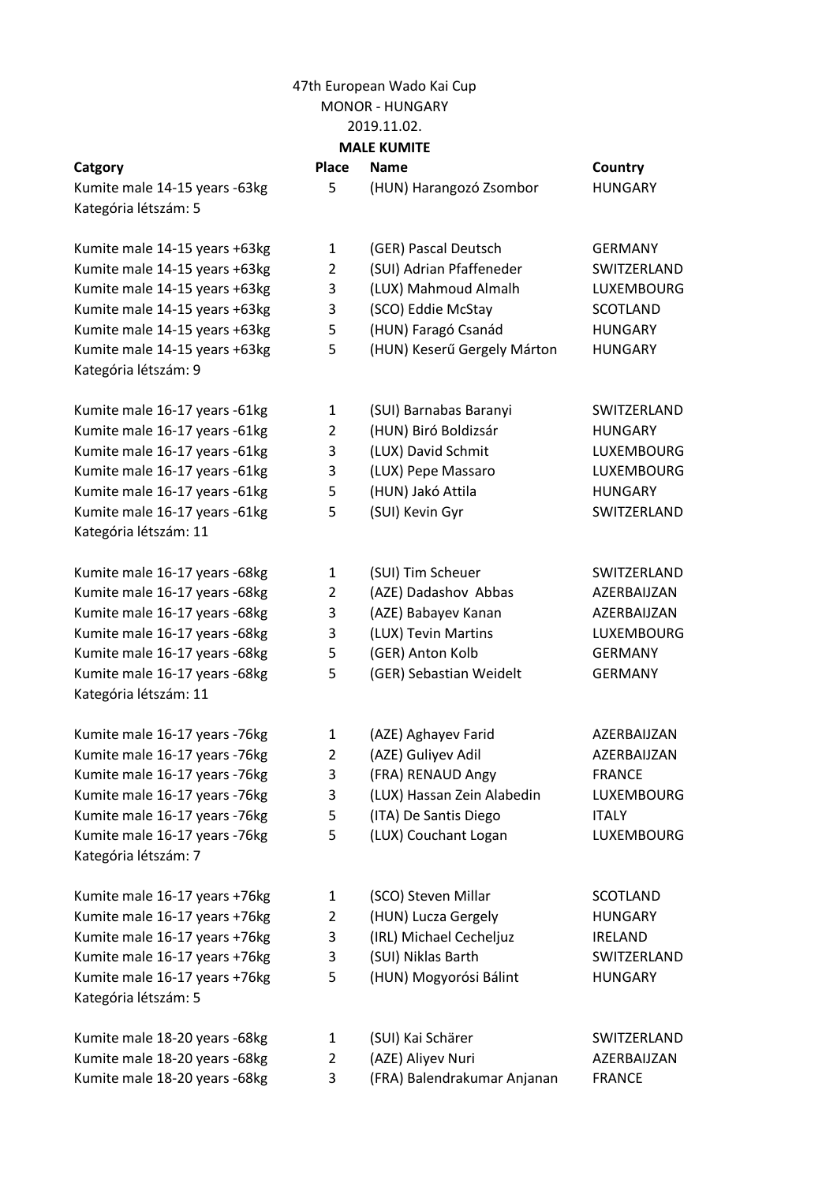47th European Wado Kai Cup
MONOR - HUNGARY
2019.11.02.

**MALE KUMITE**

| Catgory | Place | Name | Country |
|---|---|---|---|
| Kumite male 14-15 years -63kg | 5 | (HUN) Harangozó Zsombor | HUNGARY |
| Kategória létszám: 5 | | | |
| | | | |
| Kumite male 14-15 years +63kg | 1 | (GER) Pascal Deutsch | GERMANY |
| Kumite male 14-15 years +63kg | 2 | (SUI) Adrian Pfaffeneder | SWITZERLAND |
| Kumite male 14-15 years +63kg | 3 | (LUX) Mahmoud Almalh | LUXEMBOURG |
| Kumite male 14-15 years +63kg | 3 | (SCO) Eddie McStay | SCOTLAND |
| Kumite male 14-15 years +63kg | 5 | (HUN) Faragó Csanád | HUNGARY |
| Kumite male 14-15 years +63kg | 5 | (HUN) Keserű Gergely Márton | HUNGARY |
| Kategória létszám: 9 | | | |
| | | | |
| Kumite male 16-17 years -61kg | 1 | (SUI) Barnabas Baranyi | SWITZERLAND |
| Kumite male 16-17 years -61kg | 2 | (HUN) Biró Boldizsár | HUNGARY |
| Kumite male 16-17 years -61kg | 3 | (LUX) David Schmit | LUXEMBOURG |
| Kumite male 16-17 years -61kg | 3 | (LUX) Pepe Massaro | LUXEMBOURG |
| Kumite male 16-17 years -61kg | 5 | (HUN) Jakó Attila | HUNGARY |
| Kumite male 16-17 years -61kg | 5 | (SUI) Kevin Gyr | SWITZERLAND |
| Kategória létszám: 11 | | | |
| | | | |
| Kumite male 16-17 years -68kg | 1 | (SUI) Tim Scheuer | SWITZERLAND |
| Kumite male 16-17 years -68kg | 2 | (AZE) Dadashov Abbas | AZERBAIJZAN |
| Kumite male 16-17 years -68kg | 3 | (AZE) Babayev Kanan | AZERBAIJZAN |
| Kumite male 16-17 years -68kg | 3 | (LUX) Tevin Martins | LUXEMBOURG |
| Kumite male 16-17 years -68kg | 5 | (GER) Anton Kolb | GERMANY |
| Kumite male 16-17 years -68kg | 5 | (GER) Sebastian Weidelt | GERMANY |
| Kategória létszám: 11 | | | |
| | | | |
| Kumite male 16-17 years -76kg | 1 | (AZE) Aghayev Farid | AZERBAIJZAN |
| Kumite male 16-17 years -76kg | 2 | (AZE) Guliyev Adil | AZERBAIJZAN |
| Kumite male 16-17 years -76kg | 3 | (FRA) RENAUD Angy | FRANCE |
| Kumite male 16-17 years -76kg | 3 | (LUX) Hassan Zein Alabedin | LUXEMBOURG |
| Kumite male 16-17 years -76kg | 5 | (ITA) De Santis Diego | ITALY |
| Kumite male 16-17 years -76kg | 5 | (LUX) Couchant Logan | LUXEMBOURG |
| Kategória létszám: 7 | | | |
| | | | |
| Kumite male 16-17 years +76kg | 1 | (SCO) Steven Millar | SCOTLAND |
| Kumite male 16-17 years +76kg | 2 | (HUN) Lucza Gergely | HUNGARY |
| Kumite male 16-17 years +76kg | 3 | (IRL) Michael Cecheljuz | IRELAND |
| Kumite male 16-17 years +76kg | 3 | (SUI) Niklas Barth | SWITZERLAND |
| Kumite male 16-17 years +76kg | 5 | (HUN) Mogyorósi Bálint | HUNGARY |
| Kategória létszám: 5 | | | |
| | | | |
| Kumite male 18-20 years -68kg | 1 | (SUI) Kai Schärer | SWITZERLAND |
| Kumite male 18-20 years -68kg | 2 | (AZE) Aliyev Nuri | AZERBAIJZAN |
| Kumite male 18-20 years -68kg | 3 | (FRA) Balendrakumar Anjanan | FRANCE |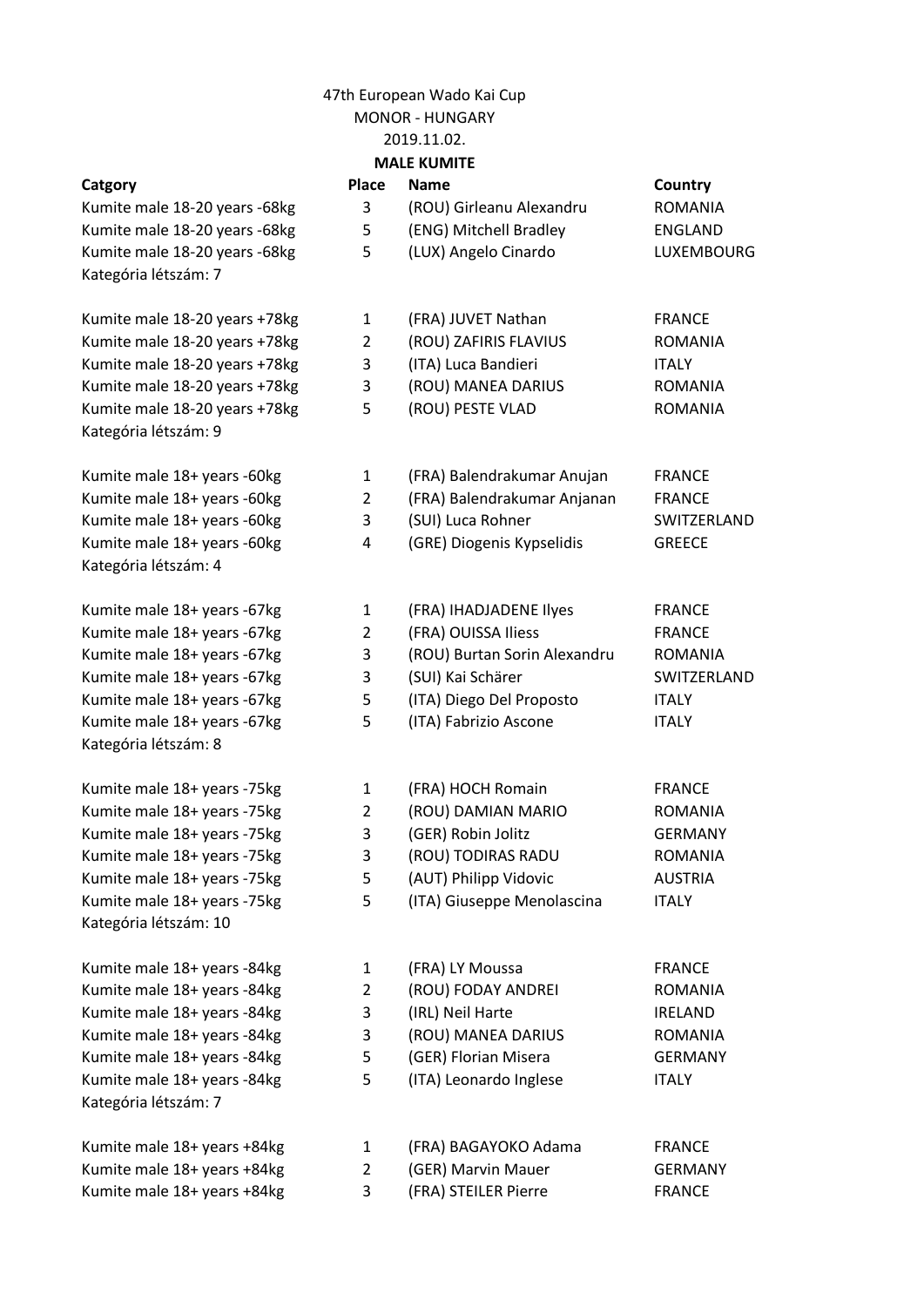47th European Wado Kai Cup
MONOR - HUNGARY
2019.11.02.

**MALE KUMITE**

| Catgory | Place | Name | Country |
|---|---|---|---|
| Kumite male 18-20 years -68kg | 3 | (ROU) Girleanu Alexandru | ROMANIA |
| Kumite male 18-20 years -68kg | 5 | (ENG) Mitchell Bradley | ENGLAND |
| Kumite male 18-20 years -68kg | 5 | (LUX) Angelo Cinardo | LUXEMBOURG |
| Kategória létszám: 7 | | | |
| | | | |
| Kumite male 18-20 years +78kg | 1 | (FRA) JUVET Nathan | FRANCE |
| Kumite male 18-20 years +78kg | 2 | (ROU) ZAFIRIS FLAVIUS | ROMANIA |
| Kumite male 18-20 years +78kg | 3 | (ITA) Luca Bandieri | ITALY |
| Kumite male 18-20 years +78kg | 3 | (ROU) MANEA DARIUS | ROMANIA |
| Kumite male 18-20 years +78kg | 5 | (ROU) PESTE VLAD | ROMANIA |
| Kategória létszám: 9 | | | |
| | | | |
| Kumite male 18+ years -60kg | 1 | (FRA) Balendrakumar Anujan | FRANCE |
| Kumite male 18+ years -60kg | 2 | (FRA) Balendrakumar Anjanan | FRANCE |
| Kumite male 18+ years -60kg | 3 | (SUI) Luca Rohner | SWITZERLAND |
| Kumite male 18+ years -60kg | 4 | (GRE) Diogenis Kypselidis | GREECE |
| Kategória létszám: 4 | | | |
| | | | |
| Kumite male 18+ years -67kg | 1 | (FRA) IHADJADENE Ilyes | FRANCE |
| Kumite male 18+ years -67kg | 2 | (FRA) OUISSA Iliess | FRANCE |
| Kumite male 18+ years -67kg | 3 | (ROU) Burtan Sorin Alexandru | ROMANIA |
| Kumite male 18+ years -67kg | 3 | (SUI) Kai Schärer | SWITZERLAND |
| Kumite male 18+ years -67kg | 5 | (ITA) Diego Del Proposto | ITALY |
| Kumite male 18+ years -67kg | 5 | (ITA) Fabrizio Ascone | ITALY |
| Kategória létszám: 8 | | | |
| | | | |
| Kumite male 18+ years -75kg | 1 | (FRA) HOCH Romain | FRANCE |
| Kumite male 18+ years -75kg | 2 | (ROU) DAMIAN MARIO | ROMANIA |
| Kumite male 18+ years -75kg | 3 | (GER) Robin Jolitz | GERMANY |
| Kumite male 18+ years -75kg | 3 | (ROU) TODIRAS RADU | ROMANIA |
| Kumite male 18+ years -75kg | 5 | (AUT) Philipp Vidovic | AUSTRIA |
| Kumite male 18+ years -75kg | 5 | (ITA) Giuseppe Menolascina | ITALY |
| Kategória létszám: 10 | | | |
| | | | |
| Kumite male 18+ years -84kg | 1 | (FRA) LY Moussa | FRANCE |
| Kumite male 18+ years -84kg | 2 | (ROU) FODAY ANDREI | ROMANIA |
| Kumite male 18+ years -84kg | 3 | (IRL) Neil Harte | IRELAND |
| Kumite male 18+ years -84kg | 3 | (ROU) MANEA DARIUS | ROMANIA |
| Kumite male 18+ years -84kg | 5 | (GER) Florian Misera | GERMANY |
| Kumite male 18+ years -84kg | 5 | (ITA) Leonardo Inglese | ITALY |
| Kategória létszám: 7 | | | |
| | | | |
| Kumite male 18+ years +84kg | 1 | (FRA) BAGAYOKO Adama | FRANCE |
| Kumite male 18+ years +84kg | 2 | (GER) Marvin Mauer | GERMANY |
| Kumite male 18+ years +84kg | 3 | (FRA) STEILER Pierre | FRANCE |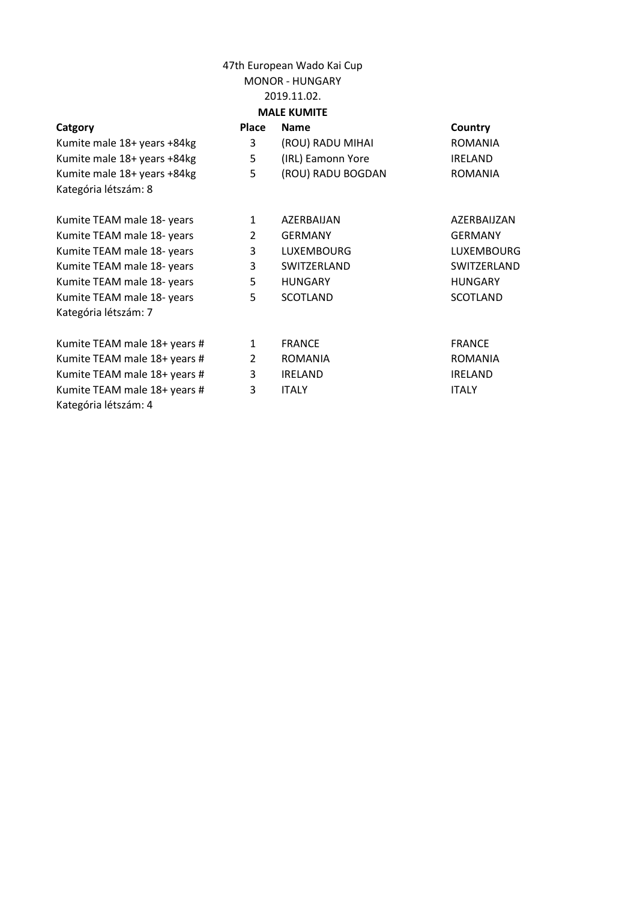47th European Wado Kai Cup
MONOR - HUNGARY
2019.11.02.

**MALE KUMITE**

| Catgory | Place | Name | Country |
|---|---|---|---|
| Kumite male 18+ years +84kg | 3 | (ROU) RADU MIHAI | ROMANIA |
| Kumite male 18+ years +84kg | 5 | (IRL) Eamonn Yore | IRELAND |
| Kumite male 18+ years +84kg | 5 | (ROU) RADU BOGDAN | ROMANIA |
| Kategória létszám: 8 | | | |
| | | | |
| Kumite TEAM male 18- years | 1 | AZERBAIJAN | AZERBAIJZAN |
| Kumite TEAM male 18- years | 2 | GERMANY | GERMANY |
| Kumite TEAM male 18- years | 3 | LUXEMBOURG | LUXEMBOURG |
| Kumite TEAM male 18- years | 3 | SWITZERLAND | SWITZERLAND |
| Kumite TEAM male 18- years | 5 | HUNGARY | HUNGARY |
| Kumite TEAM male 18- years | 5 | SCOTLAND | SCOTLAND |
| Kategória létszám: 7 | | | |
| | | | |
| Kumite TEAM male 18+ years # | 1 | FRANCE | FRANCE |
| Kumite TEAM male 18+ years # | 2 | ROMANIA | ROMANIA |
| Kumite TEAM male 18+ years # | 3 | IRELAND | IRELAND |
| Kumite TEAM male 18+ years # | 3 | ITALY | ITALY |
| Kategória létszám: 4 | | | |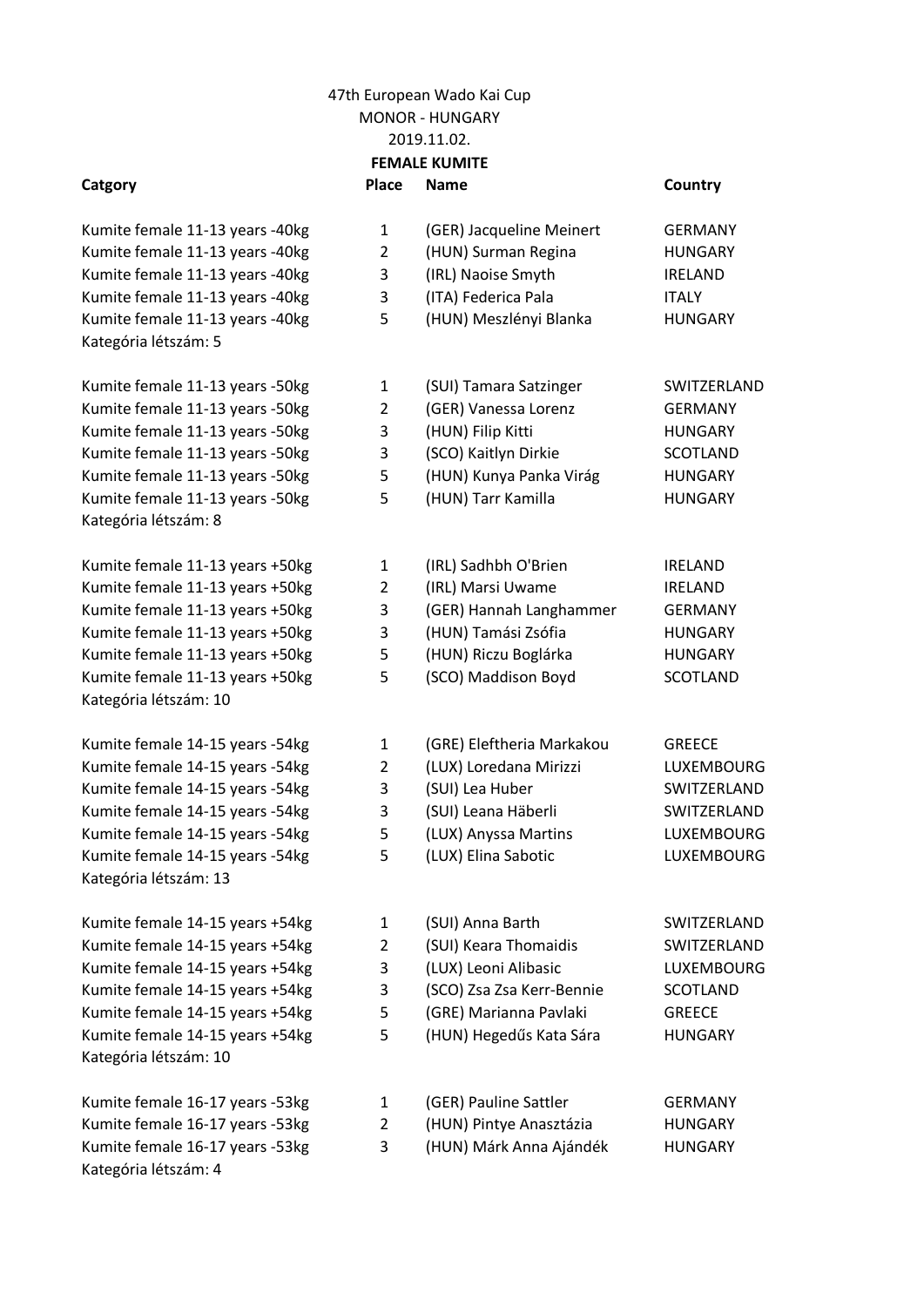47th European Wado Kai Cup
MONOR - HUNGARY
2019.11.02.

**FEMALE KUMITE**

| Catgory | Place | Name | Country |
|---|---|---|---|
| Kumite female 11-13 years -40kg | 1 | (GER) Jacqueline Meinert | GERMANY |
| Kumite female 11-13 years -40kg | 2 | (HUN) Surman Regina | HUNGARY |
| Kumite female 11-13 years -40kg | 3 | (IRL) Naoise Smyth | IRELAND |
| Kumite female 11-13 years -40kg | 3 | (ITA) Federica Pala | ITALY |
| Kumite female 11-13 years -40kg | 5 | (HUN) Meszlényi Blanka | HUNGARY |
| Kategória létszám: 5 | | | |
| Kumite female 11-13 years -50kg | 1 | (SUI) Tamara Satzinger | SWITZERLAND |
| Kumite female 11-13 years -50kg | 2 | (GER) Vanessa Lorenz | GERMANY |
| Kumite female 11-13 years -50kg | 3 | (HUN) Filip Kitti | HUNGARY |
| Kumite female 11-13 years -50kg | 3 | (SCO) Kaitlyn Dirkie | SCOTLAND |
| Kumite female 11-13 years -50kg | 5 | (HUN) Kunya Panka Virág | HUNGARY |
| Kumite female 11-13 years -50kg | 5 | (HUN) Tarr Kamilla | HUNGARY |
| Kategória létszám: 8 | | | |
| Kumite female 11-13 years +50kg | 1 | (IRL) Sadhbh O'Brien | IRELAND |
| Kumite female 11-13 years +50kg | 2 | (IRL) Marsi Uwame | IRELAND |
| Kumite female 11-13 years +50kg | 3 | (GER) Hannah Langhammer | GERMANY |
| Kumite female 11-13 years +50kg | 3 | (HUN) Tamási Zsófia | HUNGARY |
| Kumite female 11-13 years +50kg | 5 | (HUN) Riczu Boglárka | HUNGARY |
| Kumite female 11-13 years +50kg | 5 | (SCO) Maddison Boyd | SCOTLAND |
| Kategória létszám: 10 | | | |
| Kumite female 14-15 years -54kg | 1 | (GRE) Eleftheria Markakou | GREECE |
| Kumite female 14-15 years -54kg | 2 | (LUX) Loredana Mirizzi | LUXEMBOURG |
| Kumite female 14-15 years -54kg | 3 | (SUI) Lea Huber | SWITZERLAND |
| Kumite female 14-15 years -54kg | 3 | (SUI) Leana Häberli | SWITZERLAND |
| Kumite female 14-15 years -54kg | 5 | (LUX) Anyssa Martins | LUXEMBOURG |
| Kumite female 14-15 years -54kg | 5 | (LUX) Elina Sabotic | LUXEMBOURG |
| Kategória létszám: 13 | | | |
| Kumite female 14-15 years +54kg | 1 | (SUI) Anna Barth | SWITZERLAND |
| Kumite female 14-15 years +54kg | 2 | (SUI) Keara Thomaidis | SWITZERLAND |
| Kumite female 14-15 years +54kg | 3 | (LUX) Leoni Alibasic | LUXEMBOURG |
| Kumite female 14-15 years +54kg | 3 | (SCO) Zsa Zsa Kerr-Bennie | SCOTLAND |
| Kumite female 14-15 years +54kg | 5 | (GRE) Marianna Pavlaki | GREECE |
| Kumite female 14-15 years +54kg | 5 | (HUN) Hegedűs Kata Sára | HUNGARY |
| Kategória létszám: 10 | | | |
| Kumite female 16-17 years -53kg | 1 | (GER) Pauline Sattler | GERMANY |
| Kumite female 16-17 years -53kg | 2 | (HUN) Pintye Anasztázia | HUNGARY |
| Kumite female 16-17 years -53kg | 3 | (HUN) Márk Anna Ajándék | HUNGARY |
| Kategória létszám: 4 | | | |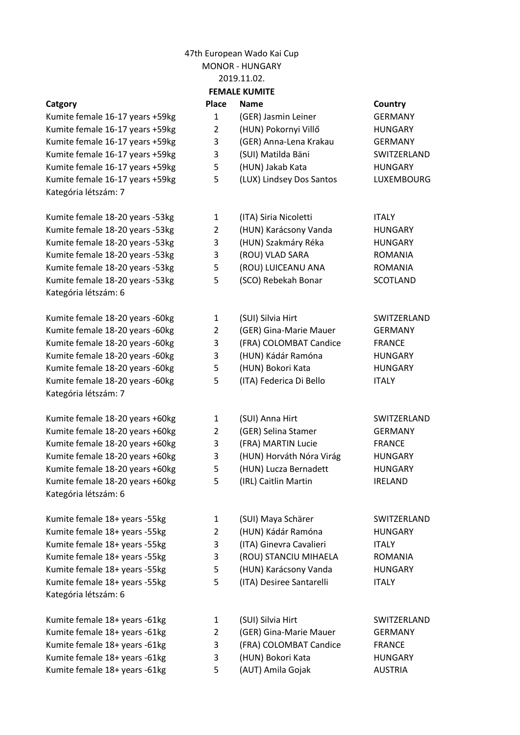47th European Wado Kai Cup
MONOR - HUNGARY
2019.11.02.

**FEMALE KUMITE**

| Catgory | Place | Name | Country |
|---|---|---|---|
| Kumite female 16-17 years +59kg | 1 | (GER) Jasmin Leiner | GERMANY |
| Kumite female 16-17 years +59kg | 2 | (HUN) Pokornyi Villő | HUNGARY |
| Kumite female 16-17 years +59kg | 3 | (GER) Anna-Lena Krakau | GERMANY |
| Kumite female 16-17 years +59kg | 3 | (SUI) Matilda Bäni | SWITZERLAND |
| Kumite female 16-17 years +59kg | 5 | (HUN) Jakab Kata | HUNGARY |
| Kumite female 16-17 years +59kg | 5 | (LUX) Lindsey Dos Santos | LUXEMBOURG |
| Kategória létszám: 7 | | | |
| | | | |
| Kumite female 18-20 years -53kg | 1 | (ITA) Siria Nicoletti | ITALY |
| Kumite female 18-20 years -53kg | 2 | (HUN) Karácsony Vanda | HUNGARY |
| Kumite female 18-20 years -53kg | 3 | (HUN) Szakmáry Réka | HUNGARY |
| Kumite female 18-20 years -53kg | 3 | (ROU) VLAD SARA | ROMANIA |
| Kumite female 18-20 years -53kg | 5 | (ROU) LUICEANU ANA | ROMANIA |
| Kumite female 18-20 years -53kg | 5 | (SCO) Rebekah Bonar | SCOTLAND |
| Kategória létszám: 6 | | | |
| | | | |
| Kumite female 18-20 years -60kg | 1 | (SUI) Silvia Hirt | SWITZERLAND |
| Kumite female 18-20 years -60kg | 2 | (GER) Gina-Marie Mauer | GERMANY |
| Kumite female 18-20 years -60kg | 3 | (FRA) COLOMBAT Candice | FRANCE |
| Kumite female 18-20 years -60kg | 3 | (HUN) Kádár Ramóna | HUNGARY |
| Kumite female 18-20 years -60kg | 5 | (HUN) Bokori Kata | HUNGARY |
| Kumite female 18-20 years -60kg | 5 | (ITA) Federica Di Bello | ITALY |
| Kategória létszám: 7 | | | |
| | | | |
| Kumite female 18-20 years +60kg | 1 | (SUI) Anna Hirt | SWITZERLAND |
| Kumite female 18-20 years +60kg | 2 | (GER) Selina Stamer | GERMANY |
| Kumite female 18-20 years +60kg | 3 | (FRA) MARTIN Lucie | FRANCE |
| Kumite female 18-20 years +60kg | 3 | (HUN) Horváth Nóra Virág | HUNGARY |
| Kumite female 18-20 years +60kg | 5 | (HUN) Lucza Bernadett | HUNGARY |
| Kumite female 18-20 years +60kg | 5 | (IRL) Caitlin Martin | IRELAND |
| Kategória létszám: 6 | | | |
| | | | |
| Kumite female 18+ years -55kg | 1 | (SUI) Maya Schärer | SWITZERLAND |
| Kumite female 18+ years -55kg | 2 | (HUN) Kádár Ramóna | HUNGARY |
| Kumite female 18+ years -55kg | 3 | (ITA) Ginevra Cavalieri | ITALY |
| Kumite female 18+ years -55kg | 3 | (ROU) STANCIU MIHAELA | ROMANIA |
| Kumite female 18+ years -55kg | 5 | (HUN) Karácsony Vanda | HUNGARY |
| Kumite female 18+ years -55kg | 5 | (ITA) Desiree Santarelli | ITALY |
| Kategória létszám: 6 | | | |
| | | | |
| Kumite female 18+ years -61kg | 1 | (SUI) Silvia Hirt | SWITZERLAND |
| Kumite female 18+ years -61kg | 2 | (GER) Gina-Marie Mauer | GERMANY |
| Kumite female 18+ years -61kg | 3 | (FRA) COLOMBAT Candice | FRANCE |
| Kumite female 18+ years -61kg | 3 | (HUN) Bokori Kata | HUNGARY |
| Kumite female 18+ years -61kg | 5 | (AUT) Amila Gojak | AUSTRIA |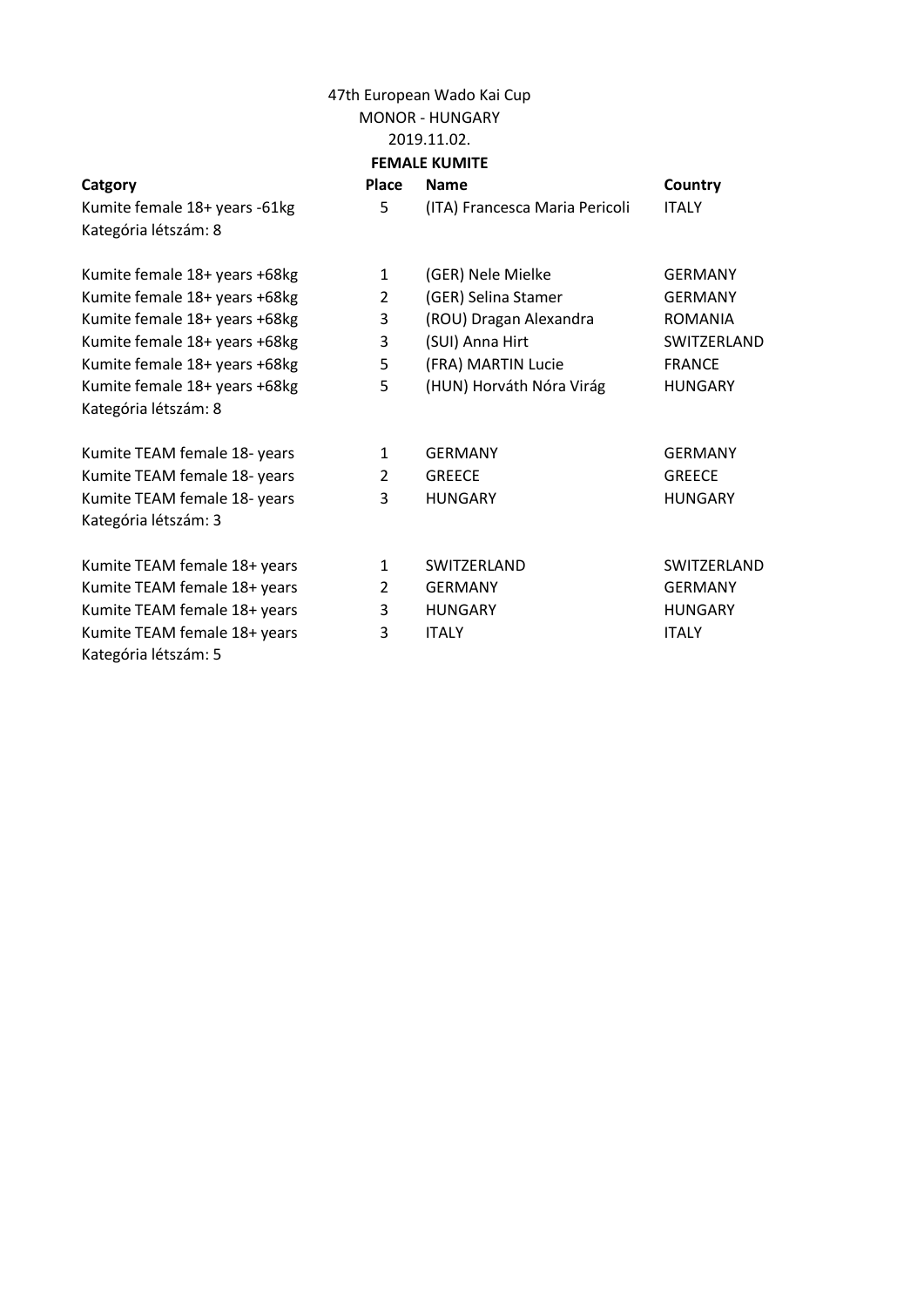47th European Wado Kai Cup
MONOR - HUNGARY
2019.11.02.

**FEMALE KUMITE**

| Catgory | Place | Name | Country |
|---|---|---|---|
| Kumite female 18+ years -61kg | 5 | (ITA) Francesca Maria Pericoli | ITALY |
| Kategória létszám: 8 | | | |
| | | | |
| Kumite female 18+ years +68kg | 1 | (GER) Nele Mielke | GERMANY |
| Kumite female 18+ years +68kg | 2 | (GER) Selina Stamer | GERMANY |
| Kumite female 18+ years +68kg | 3 | (ROU) Dragan Alexandra | ROMANIA |
| Kumite female 18+ years +68kg | 3 | (SUI) Anna Hirt | SWITZERLAND |
| Kumite female 18+ years +68kg | 5 | (FRA) MARTIN Lucie | FRANCE |
| Kumite female 18+ years +68kg | 5 | (HUN) Horváth Nóra Virág | HUNGARY |
| Kategória létszám: 8 | | | |
| | | | |
| Kumite TEAM female 18- years | 1 | GERMANY | GERMANY |
| Kumite TEAM female 18- years | 2 | GREECE | GREECE |
| Kumite TEAM female 18- years | 3 | HUNGARY | HUNGARY |
| Kategória létszám: 3 | | | |
| | | | |
| Kumite TEAM female 18+ years | 1 | SWITZERLAND | SWITZERLAND |
| Kumite TEAM female 18+ years | 2 | GERMANY | GERMANY |
| Kumite TEAM female 18+ years | 3 | HUNGARY | HUNGARY |
| Kumite TEAM female 18+ years | 3 | ITALY | ITALY |
| Kategória létszám: 5 | | | |